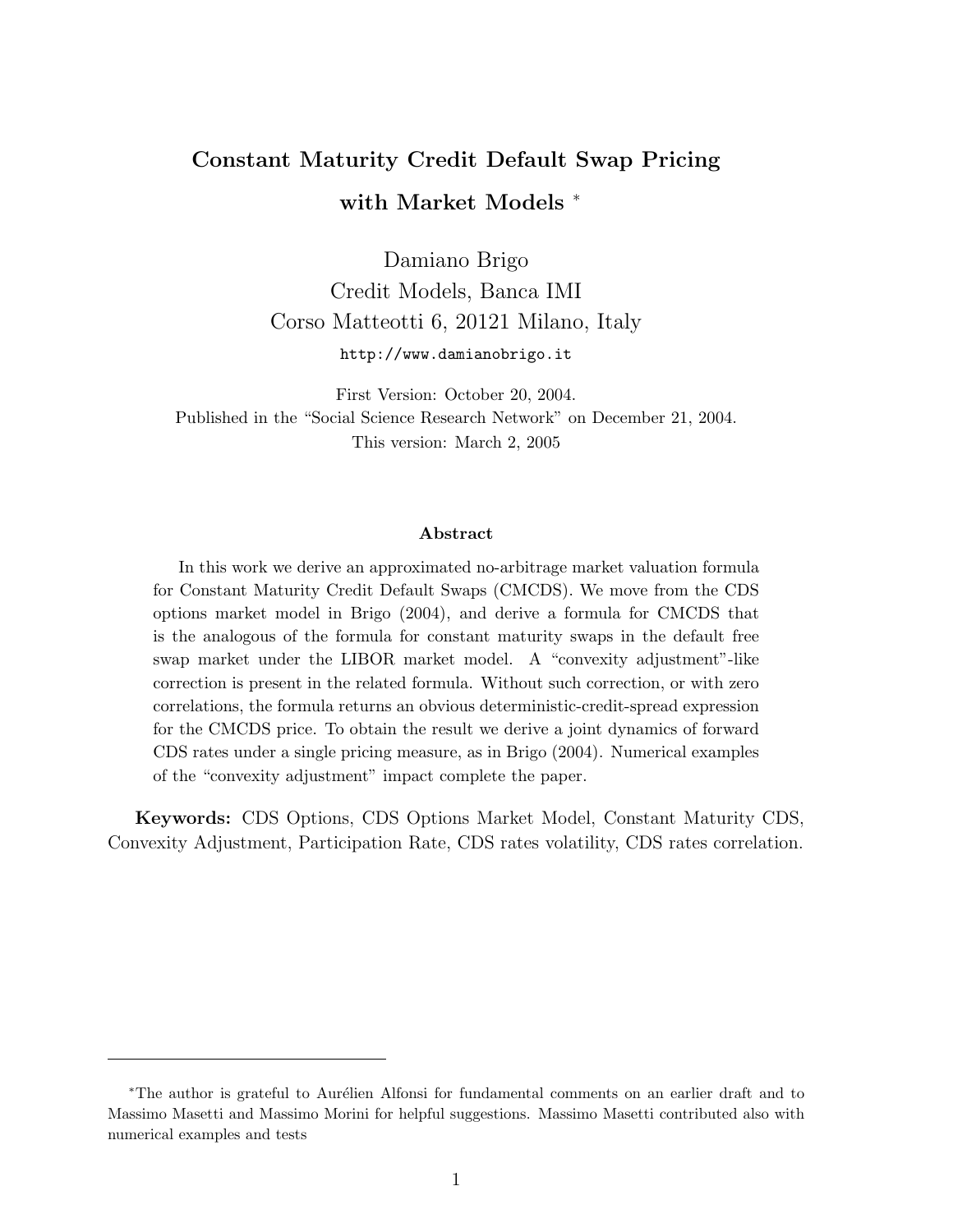# Constant Maturity Credit Default Swap Pricing with Market Models [*]

Damiano Brigo
Credit Models, Banca IMI
Corso Matteotti 6, 20121 Milano, Italy
http://www.damianobrigo.it

First Version: October 20, 2004.
Published in the "Social Science Research Network" on December 21, 2004.
This version: March 2, 2005

## Abstract

In this work we derive an approximated no-arbitrage market valuation formula for Constant Maturity Credit Default Swaps (CMCDS). We move from the CDS options market model in Brigo (2004), and derive a formula for CMCDS that is the analogous of the formula for constant maturity swaps in the default free swap market under the LIBOR market model. A "convexity adjustment"-like correction is present in the related formula. Without such correction, or with zero correlations, the formula returns an obvious deterministic-credit-spread expression for the CMCDS price. To obtain the result we derive a joint dynamics of forward CDS rates under a single pricing measure, as in Brigo (2004). Numerical examples of the "convexity adjustment" impact complete the paper.

**Keywords:** CDS Options, CDS Options Market Model, Constant Maturity CDS, Convexity Adjustment, Participation Rate, CDS rates volatility, CDS rates correlation.

---

[*] The author is grateful to Aurélien Alfonsi for fundamental comments on an earlier draft and to Massimo Masetti and Massimo Morini for helpful suggestions. Massimo Masetti contributed also with numerical examples and tests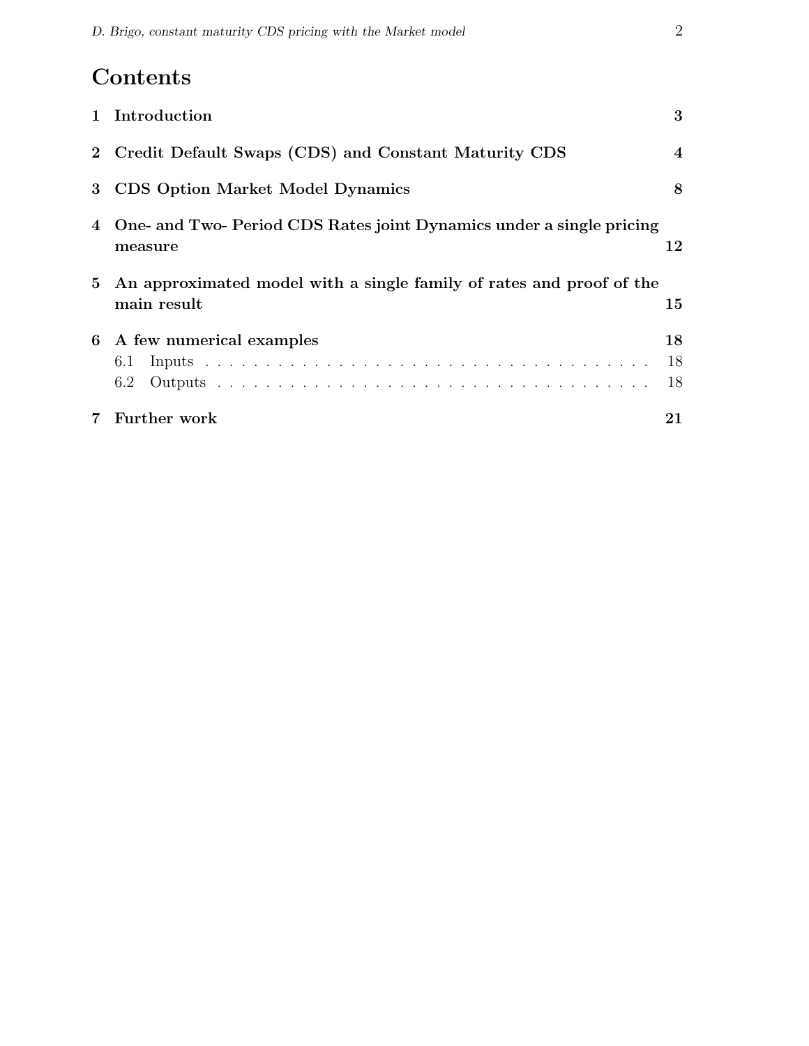# Contents

1 Introduction 3

2 Credit Default Swaps (CDS) and Constant Maturity CDS 4

3 CDS Option Market Model Dynamics 8

4 One- and Two- Period CDS Rates joint Dynamics under a single pricing measure 12

5 An approximated model with a single family of rates and proof of the main result 15

6 A few numerical examples 18

- 6.1 Inputs . . . . . . . . . . . . . . . . . . . . . . . . . . . . . . . . . . . . 18
- 6.2 Outputs . . . . . . . . . . . . . . . . . . . . . . . . . . . . . . . . . . . 18

7 Further work 21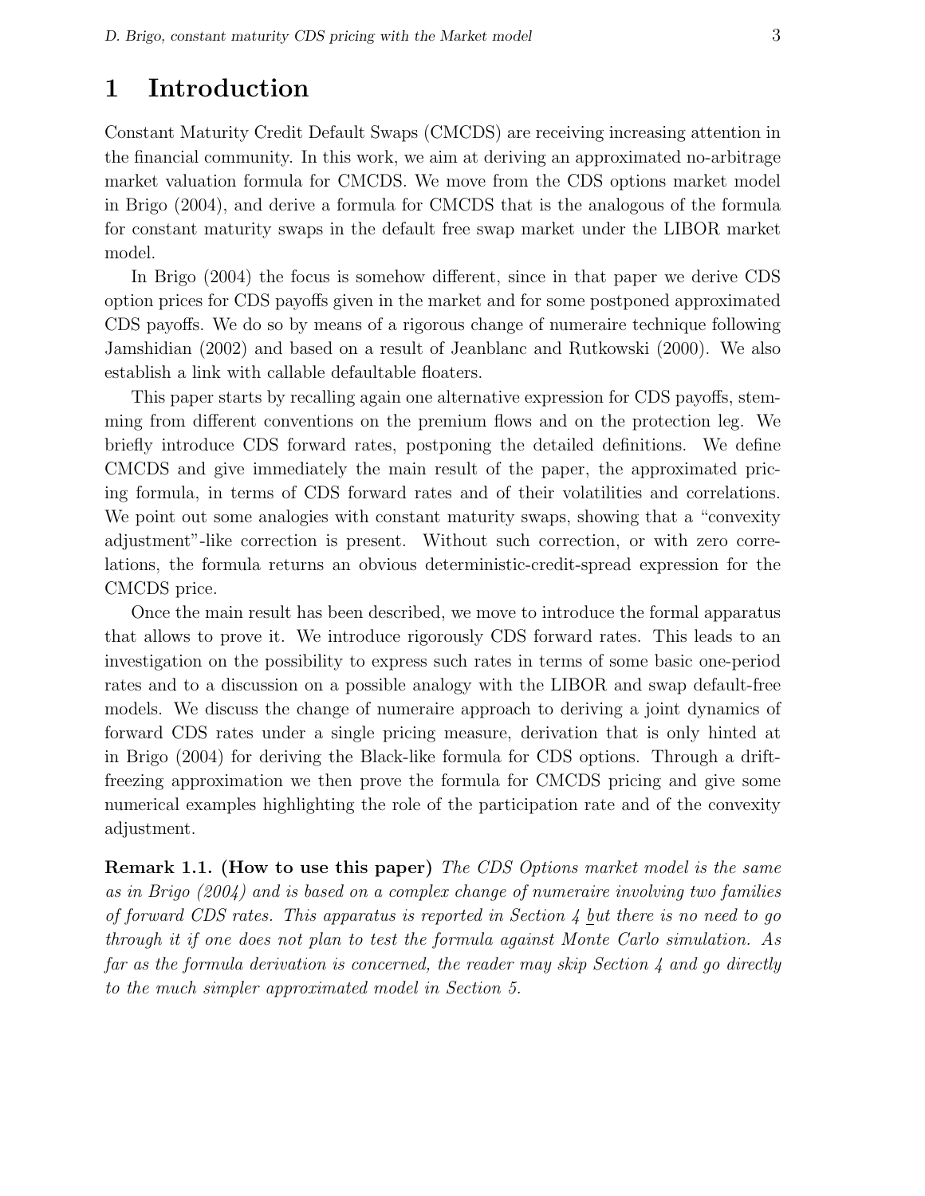# 1 Introduction

Constant Maturity Credit Default Swaps (CMCDS) are receiving increasing attention in the financial community. In this work, we aim at deriving an approximated no-arbitrage market valuation formula for CMCDS. We move from the CDS options market model in Brigo (2004), and derive a formula for CMCDS that is the analogous of the formula for constant maturity swaps in the default free swap market under the LIBOR market model.

In Brigo (2004) the focus is somehow different, since in that paper we derive CDS option prices for CDS payoffs given in the market and for some postponed approximated CDS payoffs. We do so by means of a rigorous change of numeraire technique following Jamshidian (2002) and based on a result of Jeanblanc and Rutkowski (2000). We also establish a link with callable defaultable floaters.

This paper starts by recalling again one alternative expression for CDS payoffs, stemming from different conventions on the premium flows and on the protection leg. We briefly introduce CDS forward rates, postponing the detailed definitions. We define CMCDS and give immediately the main result of the paper, the approximated pricing formula, in terms of CDS forward rates and of their volatilities and correlations. We point out some analogies with constant maturity swaps, showing that a "convexity adjustment"-like correction is present. Without such correction, or with zero correlations, the formula returns an obvious deterministic-credit-spread expression for the CMCDS price.

Once the main result has been described, we move to introduce the formal apparatus that allows to prove it. We introduce rigorously CDS forward rates. This leads to an investigation on the possibility to express such rates in terms of some basic one-period rates and to a discussion on a possible analogy with the LIBOR and swap default-free models. We discuss the change of numeraire approach to deriving a joint dynamics of forward CDS rates under a single pricing measure, derivation that is only hinted at in Brigo (2004) for deriving the Black-like formula for CDS options. Through a drift-freezing approximation we then prove the formula for CMCDS pricing and give some numerical examples highlighting the role of the participation rate and of the convexity adjustment.

**Remark 1.1. (How to use this paper)** *The CDS Options market model is the same as in Brigo (2004) and is based on a complex change of numeraire involving two families of forward CDS rates. This apparatus is reported in Section 4 but there is no need to go through it if one does not plan to test the formula against Monte Carlo simulation. As far as the formula derivation is concerned, the reader may skip Section 4 and go directly to the much simpler approximated model in Section 5.*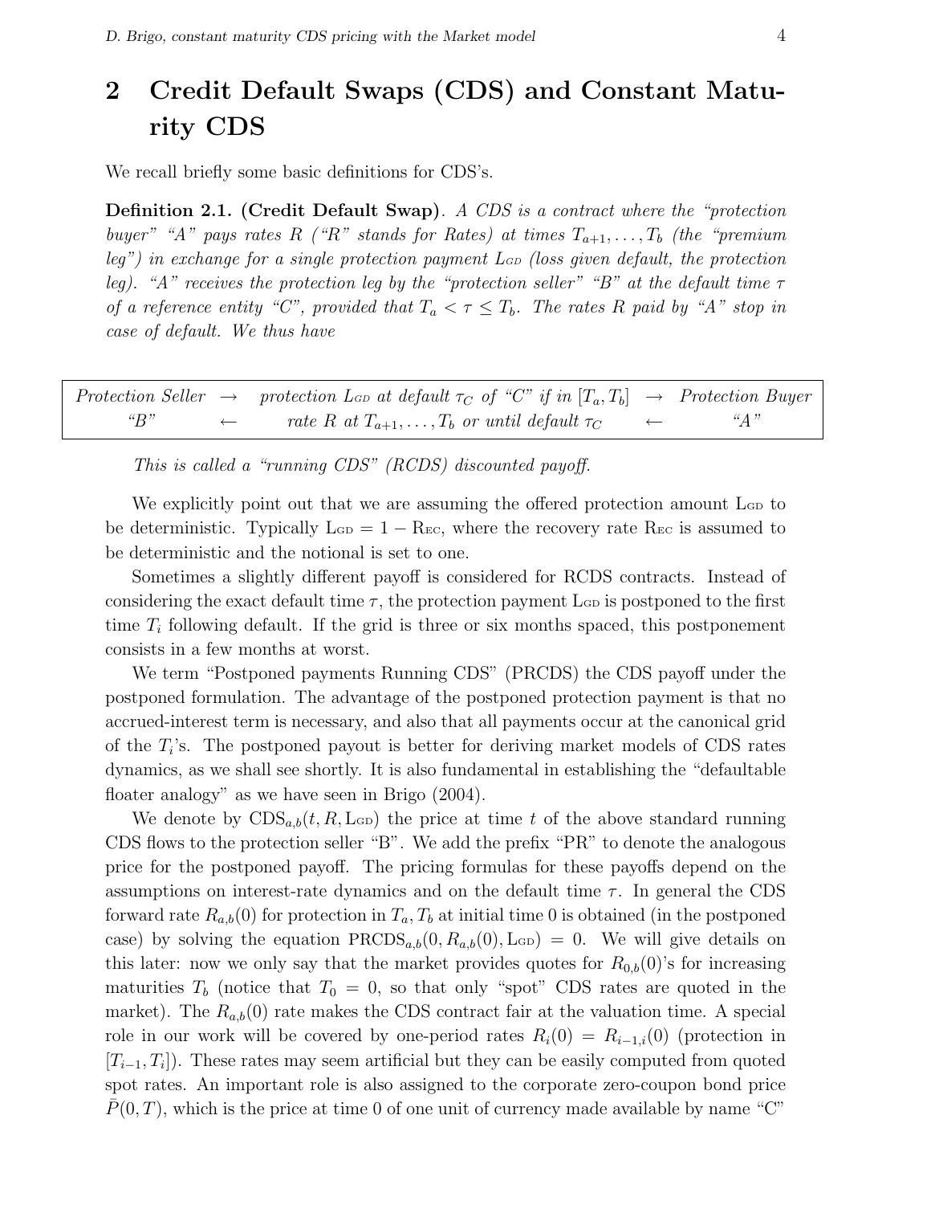# 2 Credit Default Swaps (CDS) and Constant Maturity CDS

We recall briefly some basic definitions for CDS's.

**Definition 2.1. (Credit Default Swap)**. *A CDS is a contract where the "protection buyer" "A" pays rates R ("R" stands for Rates) at times $T_{a+1}, \ldots, T_b$ (the "premium leg") in exchange for a single protection payment $\mathrm{L}_{\mathrm{GD}}$ (loss given default, the protection leg). "A" receives the protection leg by the "protection seller" "B" at the default time $\tau$ of a reference entity "C", provided that $T_a < \tau \leq T_b$. The rates R paid by "A" stop in case of default. We thus have*

| | | | | |
|---|---|---|---|---|
| *Protection Seller* | $\rightarrow$ | *protection $\mathrm{L}_{\mathrm{GD}}$ at default $\tau_C$ of "C" if in $[T_a, T_b]$* | $\rightarrow$ | *Protection Buyer* |
| *"B"* | $\leftarrow$ | *rate $R$ at $T_{a+1}, \ldots, T_b$ or until default $\tau_C$* | $\leftarrow$ | *"A"* |

*This is called a "running CDS" (RCDS) discounted payoff.*

We explicitly point out that we are assuming the offered protection amount $\mathrm{L}_{\mathrm{GD}}$ to be deterministic. Typically $\mathrm{L}_{\mathrm{GD}} = 1 - \mathrm{R}_{\mathrm{EC}}$, where the recovery rate $\mathrm{R}_{\mathrm{EC}}$ is assumed to be deterministic and the notional is set to one.

Sometimes a slightly different payoff is considered for RCDS contracts. Instead of considering the exact default time $\tau$, the protection payment $\mathrm{L}_{\mathrm{GD}}$ is postponed to the first time $T_i$ following default. If the grid is three or six months spaced, this postponement consists in a few months at worst.

We term "Postponed payments Running CDS" (PRCDS) the CDS payoff under the postponed formulation. The advantage of the postponed protection payment is that no accrued-interest term is necessary, and also that all payments occur at the canonical grid of the $T_i$'s. The postponed payout is better for deriving market models of CDS rates dynamics, as we shall see shortly. It is also fundamental in establishing the "defaultable floater analogy" as we have seen in Brigo (2004).

We denote by $\mathrm{CDS}_{a,b}(t, R, \mathrm{L}_{\mathrm{GD}})$ the price at time $t$ of the above standard running CDS flows to the protection seller "B". We add the prefix "PR" to denote the analogous price for the postponed payoff. The pricing formulas for these payoffs depend on the assumptions on interest-rate dynamics and on the default time $\tau$. In general the CDS forward rate $R_{a,b}(0)$ for protection in $T_a, T_b$ at initial time 0 is obtained (in the postponed case) by solving the equation $\mathrm{PRCDS}_{a,b}(0, R_{a,b}(0), \mathrm{L}_{\mathrm{GD}}) = 0$. We will give details on this later: now we only say that the market provides quotes for $R_{0,b}(0)$'s for increasing maturities $T_b$ (notice that $T_0 = 0$, so that only "spot" CDS rates are quoted in the market). The $R_{a,b}(0)$ rate makes the CDS contract fair at the valuation time. A special role in our work will be covered by one-period rates $R_i(0) = R_{i-1,i}(0)$ (protection in $[T_{i-1}, T_i]$). These rates may seem artificial but they can be easily computed from quoted spot rates. An important role is also assigned to the corporate zero-coupon bond price $\bar{P}(0, T)$, which is the price at time 0 of one unit of currency made available by name "C"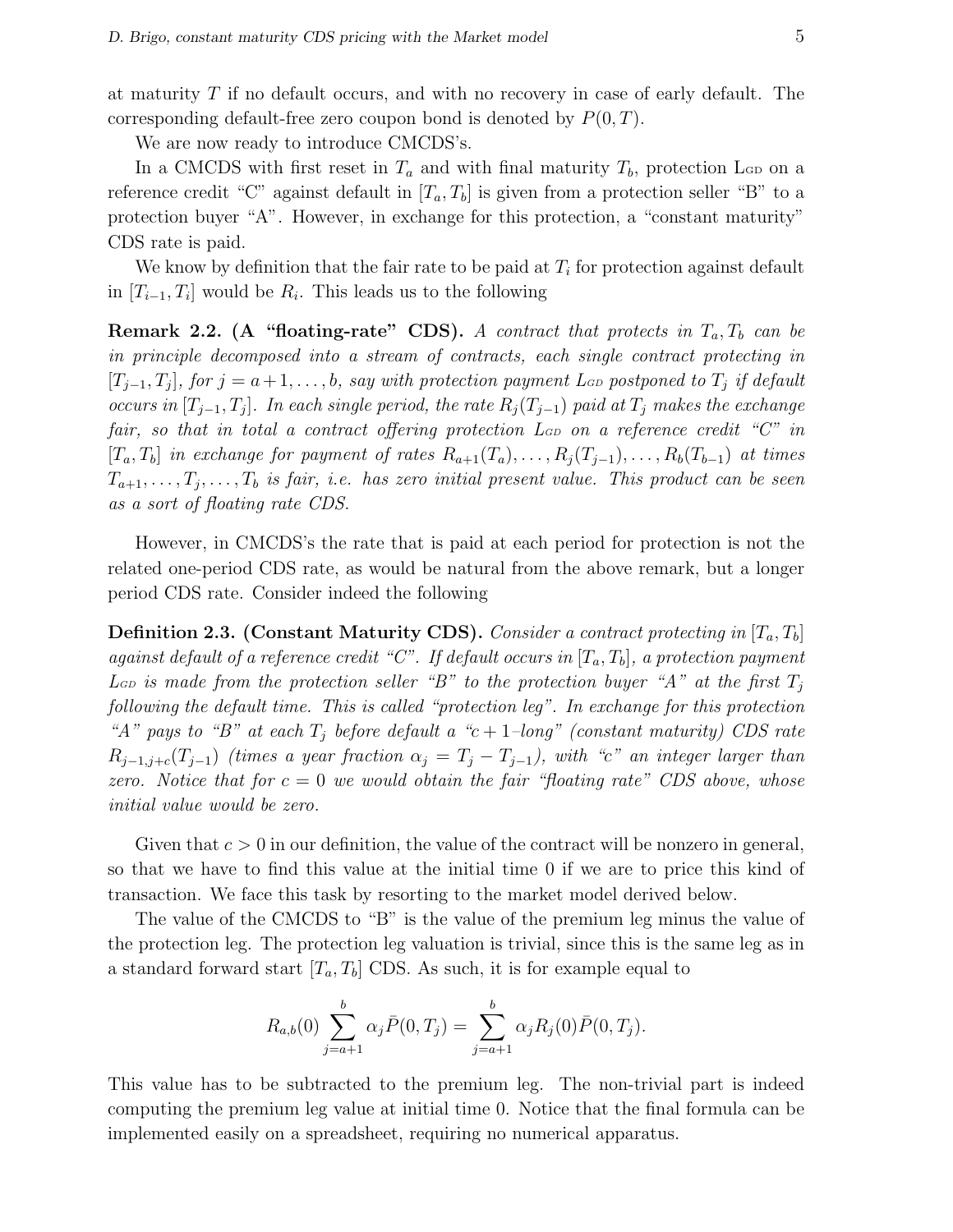at maturity $T$ if no default occurs, and with no recovery in case of early default. The corresponding default-free zero coupon bond is denoted by $P(0,T)$.

We are now ready to introduce CMCDS's.

In a CMCDS with first reset in $T_a$ and with final maturity $T_b$, protection $\text{L}_{\text{GD}}$ on a reference credit "C" against default in $[T_a, T_b]$ is given from a protection seller "B" to a protection buyer "A". However, in exchange for this protection, a "constant maturity" CDS rate is paid.

We know by definition that the fair rate to be paid at $T_i$ for protection against default in $[T_{i-1}, T_i]$ would be $R_i$. This leads us to the following

**Remark 2.2. (A "floating-rate" CDS).** *A contract that protects in $T_a, T_b$ can be in principle decomposed into a stream of contracts, each single contract protecting in $[T_{j-1}, T_j]$, for $j = a+1, \ldots, b$, say with protection payment $\text{L}_{\text{GD}}$ postponed to $T_j$ if default occurs in $[T_{j-1}, T_j]$. In each single period, the rate $R_j(T_{j-1})$ paid at $T_j$ makes the exchange fair, so that in total a contract offering protection $\text{L}_{\text{GD}}$ on a reference credit "C" in $[T_a, T_b]$ in exchange for payment of rates $R_{a+1}(T_a), \ldots, R_j(T_{j-1}), \ldots, R_b(T_{b-1})$ at times $T_{a+1}, \ldots, T_j, \ldots, T_b$ is fair, i.e. has zero initial present value. This product can be seen as a sort of floating rate CDS.*

However, in CMCDS's the rate that is paid at each period for protection is not the related one-period CDS rate, as would be natural from the above remark, but a longer period CDS rate. Consider indeed the following

**Definition 2.3. (Constant Maturity CDS).** *Consider a contract protecting in $[T_a, T_b]$ against default of a reference credit "C". If default occurs in $[T_a, T_b]$, a protection payment $\text{L}_{\text{GD}}$ is made from the protection seller "B" to the protection buyer "A" at the first $T_j$ following the default time. This is called "protection leg". In exchange for this protection "A" pays to "B" at each $T_j$ before default a "$c+1$–long" (constant maturity) CDS rate $R_{j-1,j+c}(T_{j-1})$ (times a year fraction $\alpha_j = T_j - T_{j-1}$), with "c" an integer larger than zero. Notice that for $c = 0$ we would obtain the fair "floating rate" CDS above, whose initial value would be zero.*

Given that $c > 0$ in our definition, the value of the contract will be nonzero in general, so that we have to find this value at the initial time 0 if we are to price this kind of transaction. We face this task by resorting to the market model derived below.

The value of the CMCDS to "B" is the value of the premium leg minus the value of the protection leg. The protection leg valuation is trivial, since this is the same leg as in a standard forward start $[T_a, T_b]$ CDS. As such, it is for example equal to

$$R_{a,b}(0) \sum_{j=a+1}^{b} \alpha_j \bar{P}(0, T_j) = \sum_{j=a+1}^{b} \alpha_j R_j(0) \bar{P}(0, T_j).$$

This value has to be subtracted to the premium leg. The non-trivial part is indeed computing the premium leg value at initial time 0. Notice that the final formula can be implemented easily on a spreadsheet, requiring no numerical apparatus.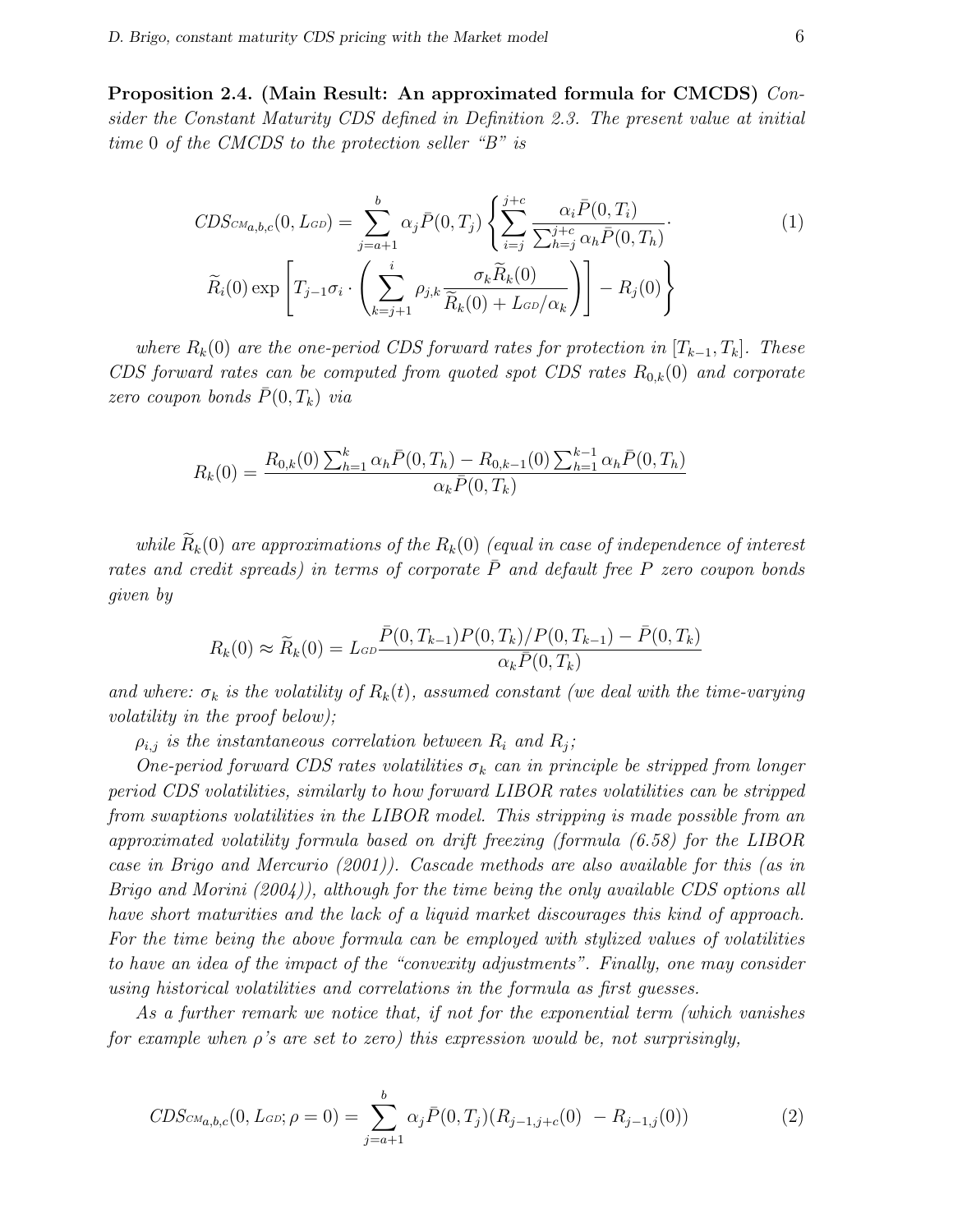**Proposition 2.4. (Main Result: An approximated formula for CMCDS)** *Consider the Constant Maturity CDS defined in Definition 2.3. The present value at initial time 0 of the CMCDS to the protection seller "B" is*

$$CDS_{CM_{a,b,c}}(0, L_{GD}) = \sum_{j=a+1}^{b} \alpha_j \bar{P}(0,T_j) \left\{ \sum_{i=j}^{j+c} \frac{\alpha_i \bar{P}(0,T_i)}{\sum_{h=j}^{j+c} \alpha_h \bar{P}(0,T_h)} \cdot \right. \tag{1}$$

$$\left. \widetilde{R}_i(0) \exp\left[ T_{j-1}\sigma_i \cdot \left( \sum_{k=j+1}^{i} \rho_{j,k} \frac{\sigma_k \widetilde{R}_k(0)}{\widetilde{R}_k(0) + L_{GD}/\alpha_k} \right) \right] - R_j(0) \right\}$$

*where $R_k(0)$ are the one-period CDS forward rates for protection in $[T_{k-1}, T_k]$. These CDS forward rates can be computed from quoted spot CDS rates $R_{0,k}(0)$ and corporate zero coupon bonds $\bar{P}(0,T_k)$ via*

$$R_k(0) = \frac{R_{0,k}(0)\sum_{h=1}^{k} \alpha_h \bar{P}(0,T_h) - R_{0,k-1}(0)\sum_{h=1}^{k-1} \alpha_h \bar{P}(0,T_h)}{\alpha_k \bar{P}(0,T_k)}$$

*while $\widetilde{R}_k(0)$ are approximations of the $R_k(0)$ (equal in case of independence of interest rates and credit spreads) in terms of corporate $\bar{P}$ and default free $P$ zero coupon bonds given by*

$$R_k(0) \approx \widetilde{R}_k(0) = L_{GD} \frac{\bar{P}(0,T_{k-1})P(0,T_k)/P(0,T_{k-1}) - \bar{P}(0,T_k)}{\alpha_k \bar{P}(0,T_k)}$$

*and where: $\sigma_k$ is the volatility of $R_k(t)$, assumed constant (we deal with the time-varying volatility in the proof below);*

*$\rho_{i,j}$ is the instantaneous correlation between $R_i$ and $R_j$;*

*One-period forward CDS rates volatilities $\sigma_k$ can in principle be stripped from longer period CDS volatilities, similarly to how forward LIBOR rates volatilities can be stripped from swaptions volatilities in the LIBOR model. This stripping is made possible from an approximated volatility formula based on drift freezing (formula (6.58) for the LIBOR case in Brigo and Mercurio (2001)). Cascade methods are also available for this (as in Brigo and Morini (2004)), although for the time being the only available CDS options all have short maturities and the lack of a liquid market discourages this kind of approach. For the time being the above formula can be employed with stylized values of volatilities to have an idea of the impact of the "convexity adjustments". Finally, one may consider using historical volatilities and correlations in the formula as first guesses.*

*As a further remark we notice that, if not for the exponential term (which vanishes for example when $\rho$'s are set to zero) this expression would be, not surprisingly,*

$$CDS_{CM_{a,b,c}}(0, L_{GD}; \rho = 0) = \sum_{j=a+1}^{b} \alpha_j \bar{P}(0,T_j)(R_{j-1,j+c}(0) \ - R_{j-1,j}(0)) \tag{2}$$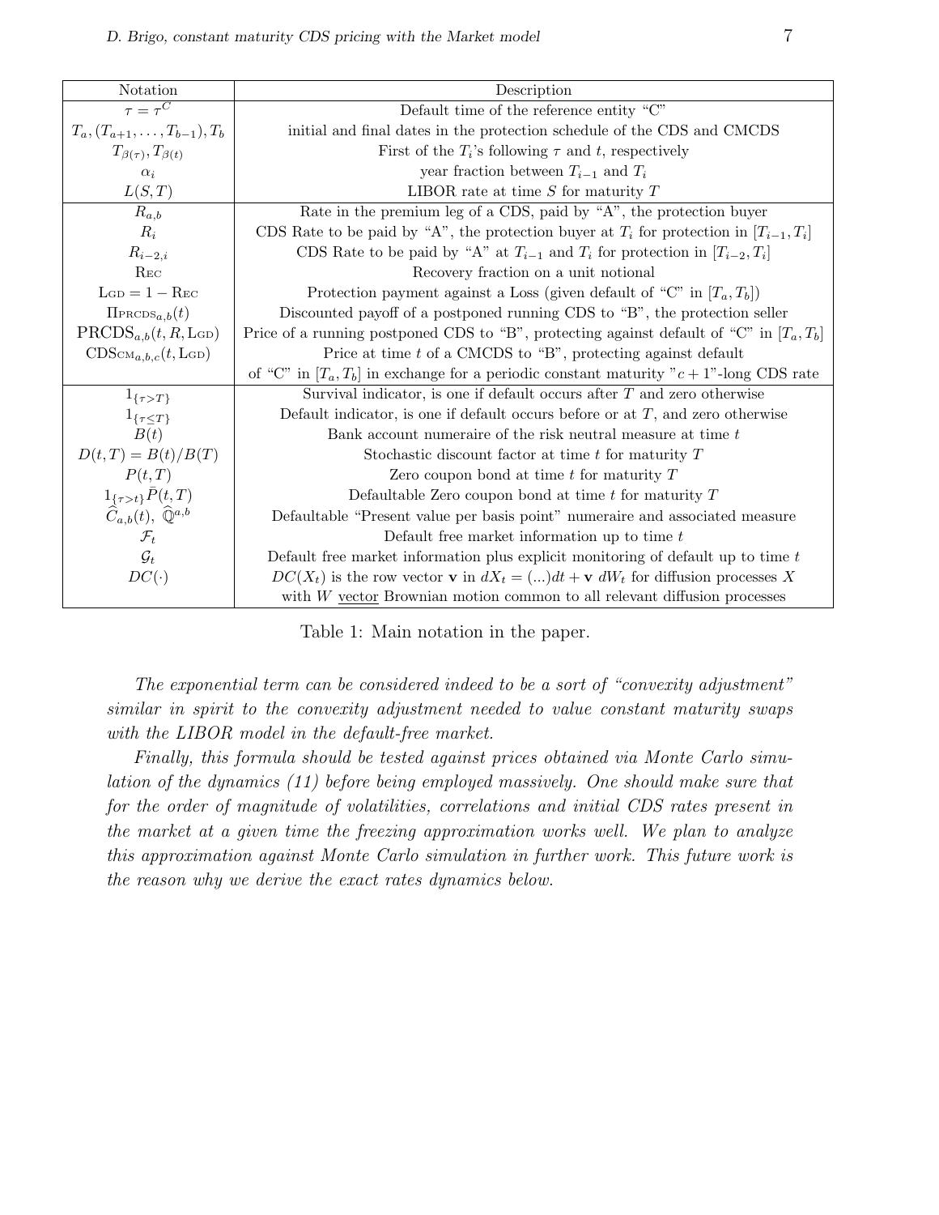| Notation | Description |
|---|---|
| $\tau = \tau^C$ | Default time of the reference entity "C" |
| $T_a, (T_{a+1}, \ldots, T_{b-1}), T_b$ | initial and final dates in the protection schedule of the CDS and CMCDS |
| $T_{\beta(\tau)}, T_{\beta(t)}$ | First of the $T_i$'s following $\tau$ and $t$, respectively |
| $\alpha_i$ | year fraction between $T_{i-1}$ and $T_i$ |
| $L(S, T)$ | LIBOR rate at time $S$ for maturity $T$ |
| $R_{a,b}$ | Rate in the premium leg of a CDS, paid by "A", the protection buyer |
| $R_i$ | CDS Rate to be paid by "A", the protection buyer at $T_i$ for protection in $[T_{i-1}, T_i]$ |
| $R_{i-2,i}$ | CDS Rate to be paid by "A" at $T_{i-1}$ and $T_i$ for protection in $[T_{i-2}, T_i]$ |
| $\text{R}_{\text{EC}}$ | Recovery fraction on a unit notional |
| $\text{L}_{\text{GD}} = 1 - \text{R}_{\text{EC}}$ | Protection payment against a Loss (given default of "C" in $[T_a, T_b]$) |
| $\Pi_{\text{PRCDS}_{a,b}}(t)$ | Discounted payoff of a postponed running CDS to "B", the protection seller |
| $\text{PRCDS}_{a,b}(t, R, \text{L}_{\text{GD}})$ | Price of a running postponed CDS to "B", protecting against default of "C" in $[T_a, T_b]$ |
| $\text{CDS}_{\text{CM}_{a,b,c}}(t, \text{L}_{\text{GD}})$ | Price at time $t$ of a CMCDS to "B", protecting against default of "C" in $[T_a, T_b]$ in exchange for a periodic constant maturity "$c+1$"-long CDS rate |
| $1_{\{\tau > T\}}$ | Survival indicator, is one if default occurs after $T$ and zero otherwise |
| $1_{\{\tau \leq T\}}$ | Default indicator, is one if default occurs before or at $T$, and zero otherwise |
| $B(t)$ | Bank account numeraire of the risk neutral measure at time $t$ |
| $D(t, T) = B(t)/B(T)$ | Stochastic discount factor at time $t$ for maturity $T$ |
| $P(t, T)$ | Zero coupon bond at time $t$ for maturity $T$ |
| $1_{\{\tau > t\}} \bar{P}(t, T)$ | Defaultable Zero coupon bond at time $t$ for maturity $T$ |
| $\widehat{C}_{a,b}(t)$, $\widehat{\mathbb{Q}}^{a,b}$ | Defaultable "Present value per basis point" numeraire and associated measure |
| $\mathcal{F}_t$ | Default free market information up to time $t$ |
| $\mathcal{G}_t$ | Default free market information plus explicit monitoring of default up to time $t$ |
| $DC(\cdot)$ | $DC(X_t)$ is the row vector $\mathbf{v}$ in $dX_t = (...)dt + \mathbf{v}\, dW_t$ for diffusion processes $X$ with $W$ vector Brownian motion common to all relevant diffusion processes |

Table 1: Main notation in the paper.

*The exponential term can be considered indeed to be a sort of "convexity adjustment" similar in spirit to the convexity adjustment needed to value constant maturity swaps with the LIBOR model in the default-free market.*

*Finally, this formula should be tested against prices obtained via Monte Carlo simulation of the dynamics (11) before being employed massively. One should make sure that for the order of magnitude of volatilities, correlations and initial CDS rates present in the market at a given time the freezing approximation works well. We plan to analyze this approximation against Monte Carlo simulation in further work. This future work is the reason why we derive the exact rates dynamics below.*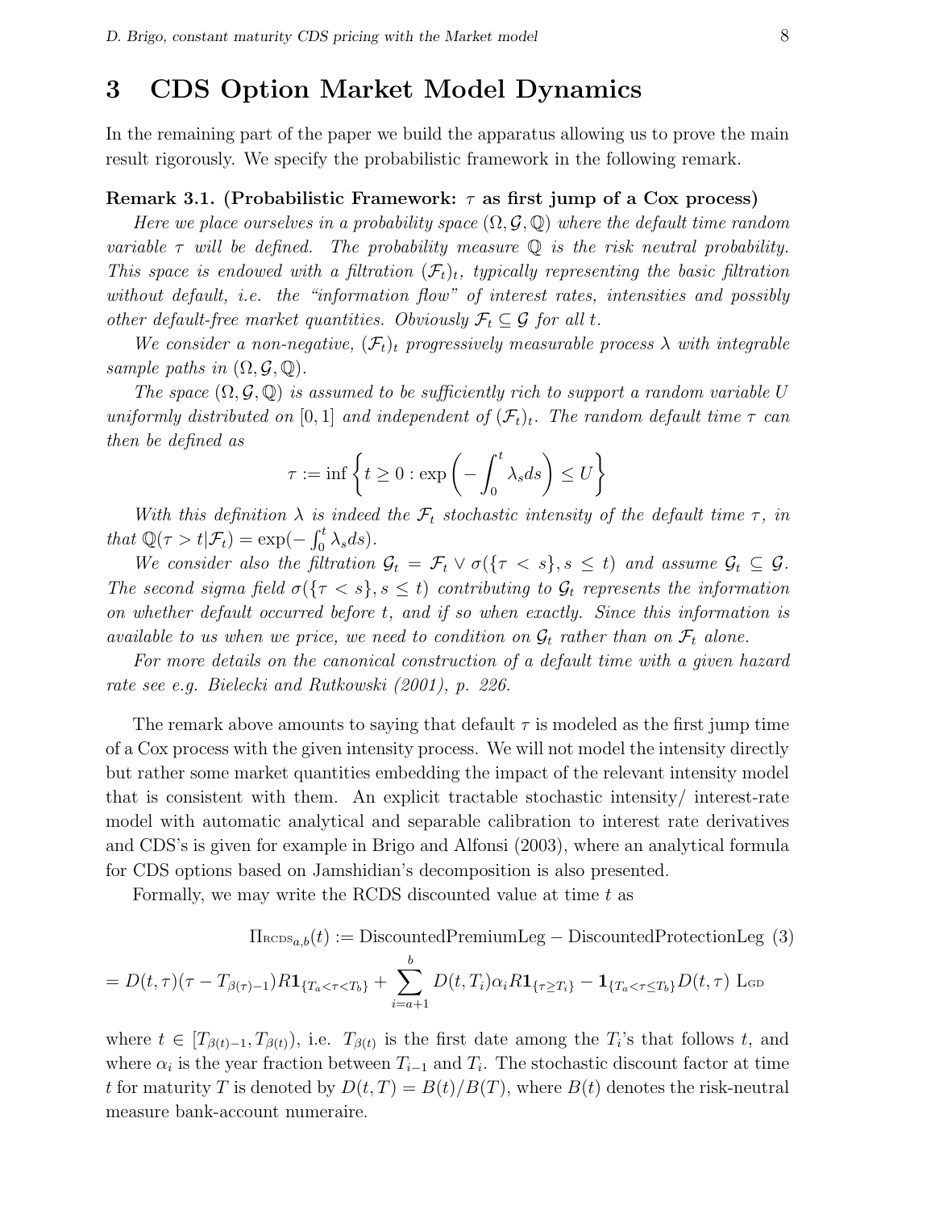# 3 CDS Option Market Model Dynamics

In the remaining part of the paper we build the apparatus allowing us to prove the main result rigorously. We specify the probabilistic framework in the following remark.

**Remark 3.1. (Probabilistic Framework: $\tau$ as first jump of a Cox process)**

*Here we place ourselves in a probability space $(\Omega, \mathcal{G}, \mathbb{Q})$ where the default time random variable $\tau$ will be defined. The probability measure $\mathbb{Q}$ is the risk neutral probability. This space is endowed with a filtration $(\mathcal{F}_t)_t$, typically representing the basic filtration without default, i.e. the "information flow" of interest rates, intensities and possibly other default-free market quantities. Obviously $\mathcal{F}_t \subseteq \mathcal{G}$ for all $t$.*

*We consider a non-negative, $(\mathcal{F}_t)_t$ progressively measurable process $\lambda$ with integrable sample paths in $(\Omega, \mathcal{G}, \mathbb{Q})$.*

*The space $(\Omega, \mathcal{G}, \mathbb{Q})$ is assumed to be sufficiently rich to support a random variable $U$ uniformly distributed on $[0,1]$ and independent of $(\mathcal{F}_t)_t$. The random default time $\tau$ can then be defined as*

$$\tau := \inf\left\{ t \geq 0 : \exp\left( -\int_0^t \lambda_s ds \right) \leq U \right\}$$

*With this definition $\lambda$ is indeed the $\mathcal{F}_t$ stochastic intensity of the default time $\tau$, in that $\mathbb{Q}(\tau > t | \mathcal{F}_t) = \exp(-\int_0^t \lambda_s ds)$.*

*We consider also the filtration $\mathcal{G}_t = \mathcal{F}_t \vee \sigma(\{\tau < s\}, s \leq t)$ and assume $\mathcal{G}_t \subseteq \mathcal{G}$. The second sigma field $\sigma(\{\tau < s\}, s \leq t)$ contributing to $\mathcal{G}_t$ represents the information on whether default occurred before $t$, and if so when exactly. Since this information is available to us when we price, we need to condition on $\mathcal{G}_t$ rather than on $\mathcal{F}_t$ alone.*

*For more details on the canonical construction of a default time with a given hazard rate see e.g. Bielecki and Rutkowski (2001), p. 226.*

The remark above amounts to saying that default $\tau$ is modeled as the first jump time of a Cox process with the given intensity process. We will not model the intensity directly but rather some market quantities embedding the impact of the relevant intensity model that is consistent with them. An explicit tractable stochastic intensity/ interest-rate model with automatic analytical and separable calibration to interest rate derivatives and CDS's is given for example in Brigo and Alfonsi (2003), where an analytical formula for CDS options based on Jamshidian's decomposition is also presented.

Formally, we may write the RCDS discounted value at time $t$ as

$$\Pi_{\text{RCDS}_{a,b}}(t) := \text{DiscountedPremiumLeg} - \text{DiscountedProtectionLeg} \quad (3)$$

$$= D(t,\tau)(\tau - T_{\beta(\tau)-1}) R \mathbf{1}_{\{T_a < \tau < T_b\}} + \sum_{i=a+1}^{b} D(t, T_i)\alpha_i R \mathbf{1}_{\{\tau \geq T_i\}} - \mathbf{1}_{\{T_a < \tau \leq T_b\}} D(t,\tau) \text{ L}_{\text{GD}}$$

where $t \in [T_{\beta(t)-1}, T_{\beta(t)})$, i.e. $T_{\beta(t)}$ is the first date among the $T_i$'s that follows $t$, and where $\alpha_i$ is the year fraction between $T_{i-1}$ and $T_i$. The stochastic discount factor at time $t$ for maturity $T$ is denoted by $D(t,T) = B(t)/B(T)$, where $B(t)$ denotes the risk-neutral measure bank-account numeraire.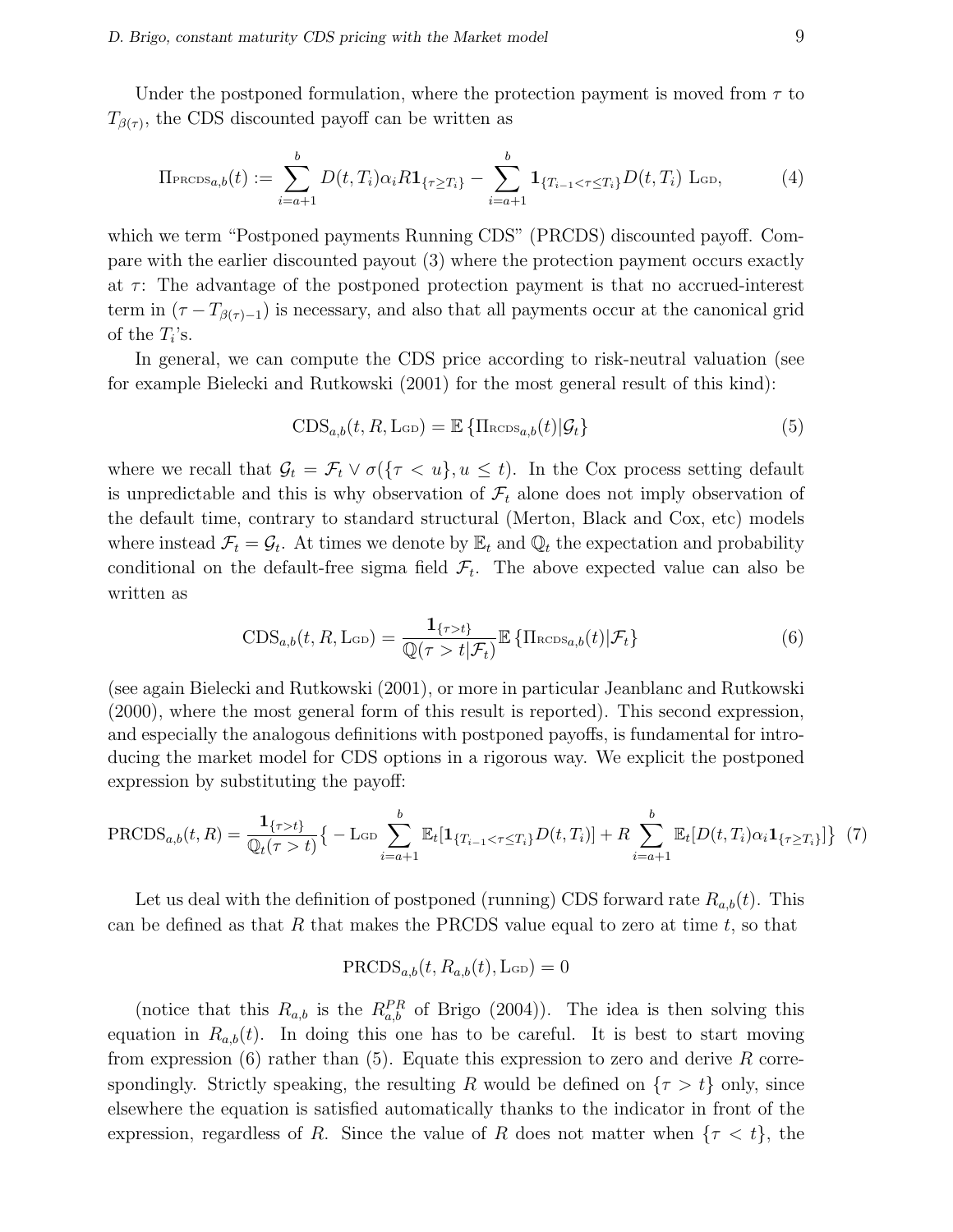Under the postponed formulation, where the protection payment is moved from $\tau$ to $T_{\beta(\tau)}$, the CDS discounted payoff can be written as

$$\Pi_{\text{PRCDS}a,b}(t) := \sum_{i=a+1}^{b} D(t,T_i)\alpha_i R \mathbf{1}_{\{\tau \geq T_i\}} - \sum_{i=a+1}^{b} \mathbf{1}_{\{T_{i-1}<\tau \leq T_i\}} D(t,T_i) \ \text{L}_{\text{GD}}, \tag{4}$$

which we term "Postponed payments Running CDS" (PRCDS) discounted payoff. Compare with the earlier discounted payout (3) where the protection payment occurs exactly at $\tau$: The advantage of the postponed protection payment is that no accrued-interest term in $(\tau - T_{\beta(\tau)-1})$ is necessary, and also that all payments occur at the canonical grid of the $T_i$'s.

In general, we can compute the CDS price according to risk-neutral valuation (see for example Bielecki and Rutkowski (2001) for the most general result of this kind):

$$\text{CDS}_{a,b}(t,R,\text{L}_{\text{GD}}) = \mathbb{E}\left\{\Pi_{\text{RCDS}a,b}(t)|\mathcal{G}_t\right\} \tag{5}$$

where we recall that $\mathcal{G}_t = \mathcal{F}_t \vee \sigma(\{\tau < u\}, u \leq t)$. In the Cox process setting default is unpredictable and this is why observation of $\mathcal{F}_t$ alone does not imply observation of the default time, contrary to standard structural (Merton, Black and Cox, etc) models where instead $\mathcal{F}_t = \mathcal{G}_t$. At times we denote by $\mathbb{E}_t$ and $\mathbb{Q}_t$ the expectation and probability conditional on the default-free sigma field $\mathcal{F}_t$. The above expected value can also be written as

$$\text{CDS}_{a,b}(t,R,\text{L}_{\text{GD}}) = \frac{\mathbf{1}_{\{\tau>t\}}}{\mathbb{Q}(\tau > t|\mathcal{F}_t)}\mathbb{E}\left\{\Pi_{\text{RCDS}a,b}(t)|\mathcal{F}_t\right\} \tag{6}$$

(see again Bielecki and Rutkowski (2001), or more in particular Jeanblanc and Rutkowski (2000), where the most general form of this result is reported). This second expression, and especially the analogous definitions with postponed payoffs, is fundamental for introducing the market model for CDS options in a rigorous way. We explicit the postponed expression by substituting the payoff:

$$\text{PRCDS}_{a,b}(t,R) = \frac{\mathbf{1}_{\{\tau>t\}}}{\mathbb{Q}_t(\tau > t)}\Big\{ - \text{L}_{\text{GD}} \sum_{i=a+1}^{b} \mathbb{E}_t[\mathbf{1}_{\{T_{i-1}<\tau \leq T_i\}} D(t,T_i)] + R \sum_{i=a+1}^{b} \mathbb{E}_t[D(t,T_i)\alpha_i \mathbf{1}_{\{\tau \geq T_i\}}]\Big\} \tag{7}$$

Let us deal with the definition of postponed (running) CDS forward rate $R_{a,b}(t)$. This can be defined as that $R$ that makes the PRCDS value equal to zero at time $t$, so that

$$\text{PRCDS}_{a,b}(t, R_{a,b}(t), \text{L}_{\text{GD}}) = 0$$

(notice that this $R_{a,b}$ is the $R^{PR}_{a,b}$ of Brigo (2004)). The idea is then solving this equation in $R_{a,b}(t)$. In doing this one has to be careful. It is best to start moving from expression (6) rather than (5). Equate this expression to zero and derive $R$ correspondingly. Strictly speaking, the resulting $R$ would be defined on $\{\tau > t\}$ only, since elsewhere the equation is satisfied automatically thanks to the indicator in front of the expression, regardless of $R$. Since the value of $R$ does not matter when $\{\tau < t\}$, the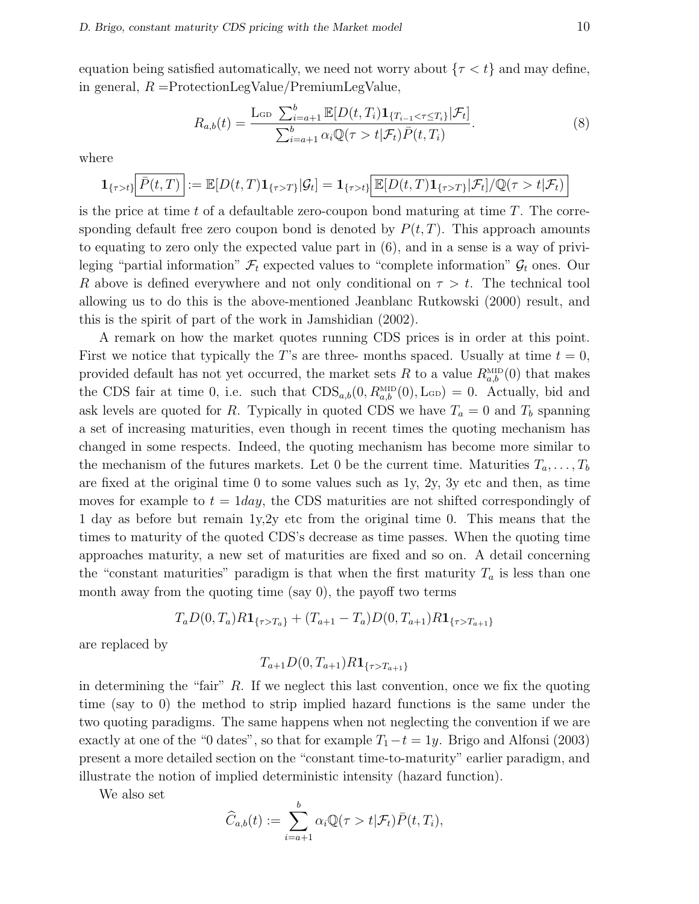equation being satisfied automatically, we need not worry about $\{\tau < t\}$ and may define, in general, $R =$ProtectionLegValue/PremiumLegValue,

$$R_{a,b}(t) = \frac{\mathrm{L}_{\mathrm{GD}} \; \sum_{i=a+1}^{b} \mathbb{E}[D(t,T_i)\mathbf{1}_{\{T_{i-1}<\tau\leq T_i\}}|\mathcal{F}_t]}{\sum_{i=a+1}^{b} \alpha_i \mathbb{Q}(\tau > t|\mathcal{F}_t)\bar{P}(t,T_i)}. \tag{8}$$

where

$$\mathbf{1}_{\{\tau>t\}}\boxed{\bar{P}(t,T)} := \mathbb{E}[D(t,T)\mathbf{1}_{\{\tau>T\}}|\mathcal{G}_t] = \mathbf{1}_{\{\tau>t\}}\boxed{\mathbb{E}[D(t,T)\mathbf{1}_{\{\tau>T\}}|\mathcal{F}_t]/\mathbb{Q}(\tau > t|\mathcal{F}_t)}$$

is the price at time $t$ of a defaultable zero-coupon bond maturing at time $T$. The corresponding default free zero coupon bond is denoted by $P(t,T)$. This approach amounts to equating to zero only the expected value part in (6), and in a sense is a way of privileging "partial information" $\mathcal{F}_t$ expected values to "complete information" $\mathcal{G}_t$ ones. Our $R$ above is defined everywhere and not only conditional on $\tau > t$. The technical tool allowing us to do this is the above-mentioned Jeanblanc Rutkowski (2000) result, and this is the spirit of part of the work in Jamshidian (2002).

A remark on how the market quotes running CDS prices is in order at this point. First we notice that typically the $T$'s are three- months spaced. Usually at time $t = 0$, provided default has not yet occurred, the market sets $R$ to a value $R^{\mathrm{MID}}_{a,b}(0)$ that makes the CDS fair at time 0, i.e. such that $\mathrm{CDS}_{a,b}(0, R^{\mathrm{MID}}_{a,b}(0), \mathrm{L}_{\mathrm{GD}}) = 0$. Actually, bid and ask levels are quoted for $R$. Typically in quoted CDS we have $T_a = 0$ and $T_b$ spanning a set of increasing maturities, even though in recent times the quoting mechanism has changed in some respects. Indeed, the quoting mechanism has become more similar to the mechanism of the futures markets. Let 0 be the current time. Maturities $T_a, \ldots, T_b$ are fixed at the original time 0 to some values such as 1y, 2y, 3y etc and then, as time moves for example to $t = 1day$, the CDS maturities are not shifted correspondingly of 1 day as before but remain 1y,2y etc from the original time 0. This means that the times to maturity of the quoted CDS's decrease as time passes. When the quoting time approaches maturity, a new set of maturities are fixed and so on. A detail concerning the "constant maturities" paradigm is that when the first maturity $T_a$ is less than one month away from the quoting time (say 0), the payoff two terms

$$T_a D(0,T_a)R\mathbf{1}_{\{\tau>T_a\}} + (T_{a+1} - T_a)D(0,T_{a+1})R\mathbf{1}_{\{\tau>T_{a+1}\}}$$

are replaced by

$$T_{a+1}D(0,T_{a+1})R\mathbf{1}_{\{\tau>T_{a+1}\}}$$

in determining the "fair" $R$. If we neglect this last convention, once we fix the quoting time (say to 0) the method to strip implied hazard functions is the same under the two quoting paradigms. The same happens when not neglecting the convention if we are exactly at one of the "0 dates", so that for example $T_1 - t = 1y$. Brigo and Alfonsi (2003) present a more detailed section on the "constant time-to-maturity" earlier paradigm, and illustrate the notion of implied deterministic intensity (hazard function).

We also set

$$\widehat{C}_{a,b}(t) := \sum_{i=a+1}^{b} \alpha_i \mathbb{Q}(\tau > t|\mathcal{F}_t)\bar{P}(t,T_i),$$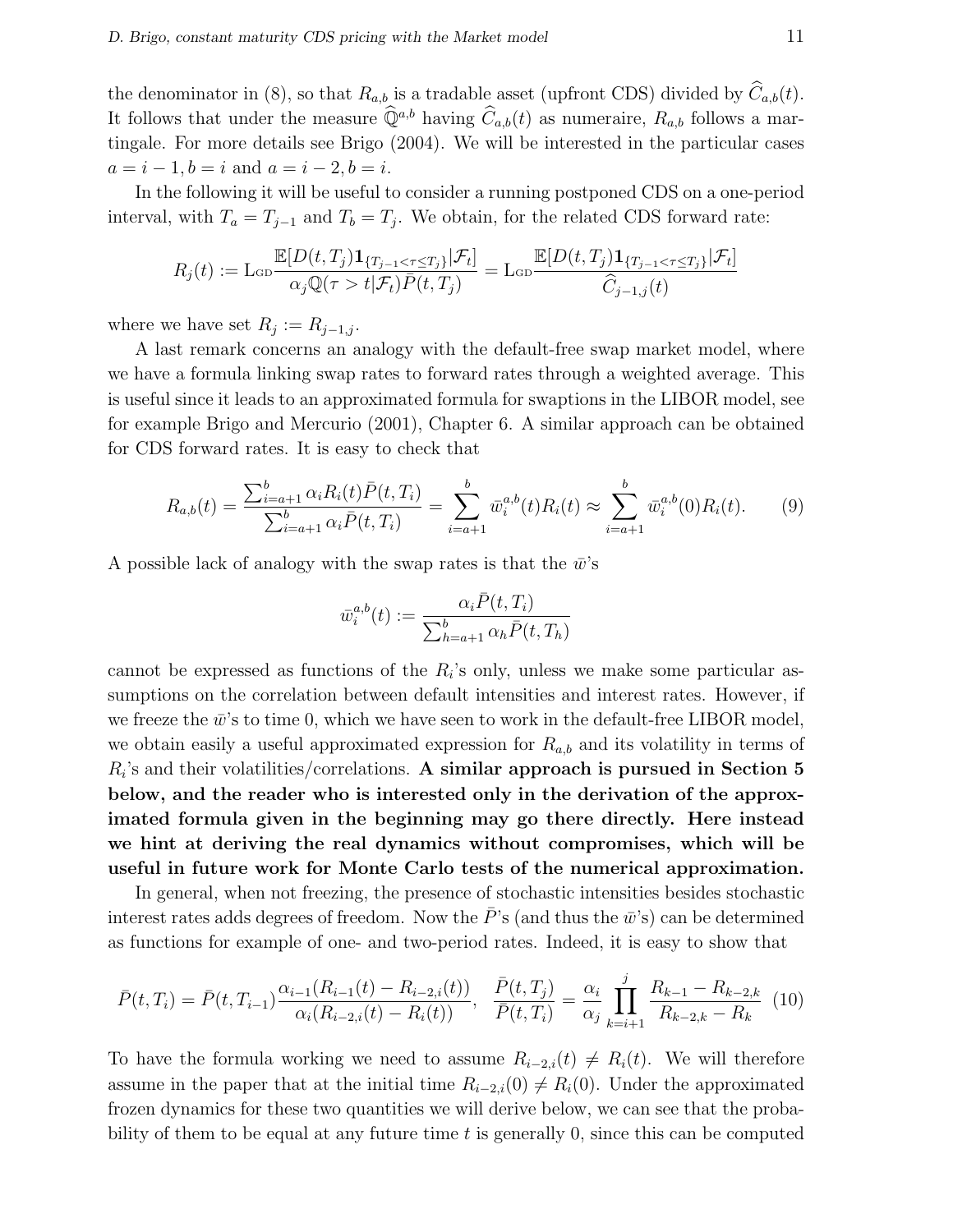the denominator in (8), so that $R_{a,b}$ is a tradable asset (upfront CDS) divided by $\widehat{C}_{a,b}(t)$. It follows that under the measure $\widehat{\mathbb{Q}}^{a,b}$ having $\widehat{C}_{a,b}(t)$ as numeraire, $R_{a,b}$ follows a martingale. For more details see Brigo (2004). We will be interested in the particular cases $a = i-1, b = i$ and $a = i-2, b = i$.

In the following it will be useful to consider a running postponed CDS on a one-period interval, with $T_a = T_{j-1}$ and $T_b = T_j$. We obtain, for the related CDS forward rate:

$$R_j(t) := \mathrm{L}_{\mathrm{GD}} \frac{\mathbb{E}[D(t,T_j)\mathbf{1}_{\{T_{j-1}<\tau\leq T_j\}}|\mathcal{F}_t]}{\alpha_j \mathbb{Q}(\tau > t|\mathcal{F}_t)\bar{P}(t,T_j)} = \mathrm{L}_{\mathrm{GD}} \frac{\mathbb{E}[D(t,T_j)\mathbf{1}_{\{T_{j-1}<\tau\leq T_j\}}|\mathcal{F}_t]}{\widehat{C}_{j-1,j}(t)}$$

where we have set $R_j := R_{j-1,j}$.

A last remark concerns an analogy with the default-free swap market model, where we have a formula linking swap rates to forward rates through a weighted average. This is useful since it leads to an approximated formula for swaptions in the LIBOR model, see for example Brigo and Mercurio (2001), Chapter 6. A similar approach can be obtained for CDS forward rates. It is easy to check that

$$R_{a,b}(t) = \frac{\sum_{i=a+1}^{b} \alpha_i R_i(t) \bar{P}(t,T_i)}{\sum_{i=a+1}^{b} \alpha_i \bar{P}(t,T_i)} = \sum_{i=a+1}^{b} \bar{w}_i^{a,b}(t) R_i(t) \approx \sum_{i=a+1}^{b} \bar{w}_i^{a,b}(0) R_i(t). \tag{9}$$

A possible lack of analogy with the swap rates is that the $\bar{w}$'s

$$\bar{w}_i^{a,b}(t) := \frac{\alpha_i \bar{P}(t,T_i)}{\sum_{h=a+1}^{b} \alpha_h \bar{P}(t,T_h)}$$

cannot be expressed as functions of the $R_i$'s only, unless we make some particular assumptions on the correlation between default intensities and interest rates. However, if we freeze the $\bar{w}$'s to time 0, which we have seen to work in the default-free LIBOR model, we obtain easily a useful approximated expression for $R_{a,b}$ and its volatility in terms of $R_i$'s and their volatilities/correlations. **A similar approach is pursued in Section 5 below, and the reader who is interested only in the derivation of the approximated formula given in the beginning may go there directly. Here instead we hint at deriving the real dynamics without compromises, which will be useful in future work for Monte Carlo tests of the numerical approximation.**

In general, when not freezing, the presence of stochastic intensities besides stochastic interest rates adds degrees of freedom. Now the $\bar{P}$'s (and thus the $\bar{w}$'s) can be determined as functions for example of one- and two-period rates. Indeed, it is easy to show that

$$\bar{P}(t,T_i) = \bar{P}(t,T_{i-1}) \frac{\alpha_{i-1}(R_{i-1}(t) - R_{i-2,i}(t))}{\alpha_i (R_{i-2,i}(t) - R_i(t))}, \quad \frac{\bar{P}(t,T_j)}{\bar{P}(t,T_i)} = \frac{\alpha_i}{\alpha_j} \prod_{k=i+1}^{j} \frac{R_{k-1} - R_{k-2,k}}{R_{k-2,k} - R_k} \tag{10}$$

To have the formula working we need to assume $R_{i-2,i}(t) \neq R_i(t)$. We will therefore assume in the paper that at the initial time $R_{i-2,i}(0) \neq R_i(0)$. Under the approximated frozen dynamics for these two quantities we will derive below, we can see that the probability of them to be equal at any future time $t$ is generally 0, since this can be computed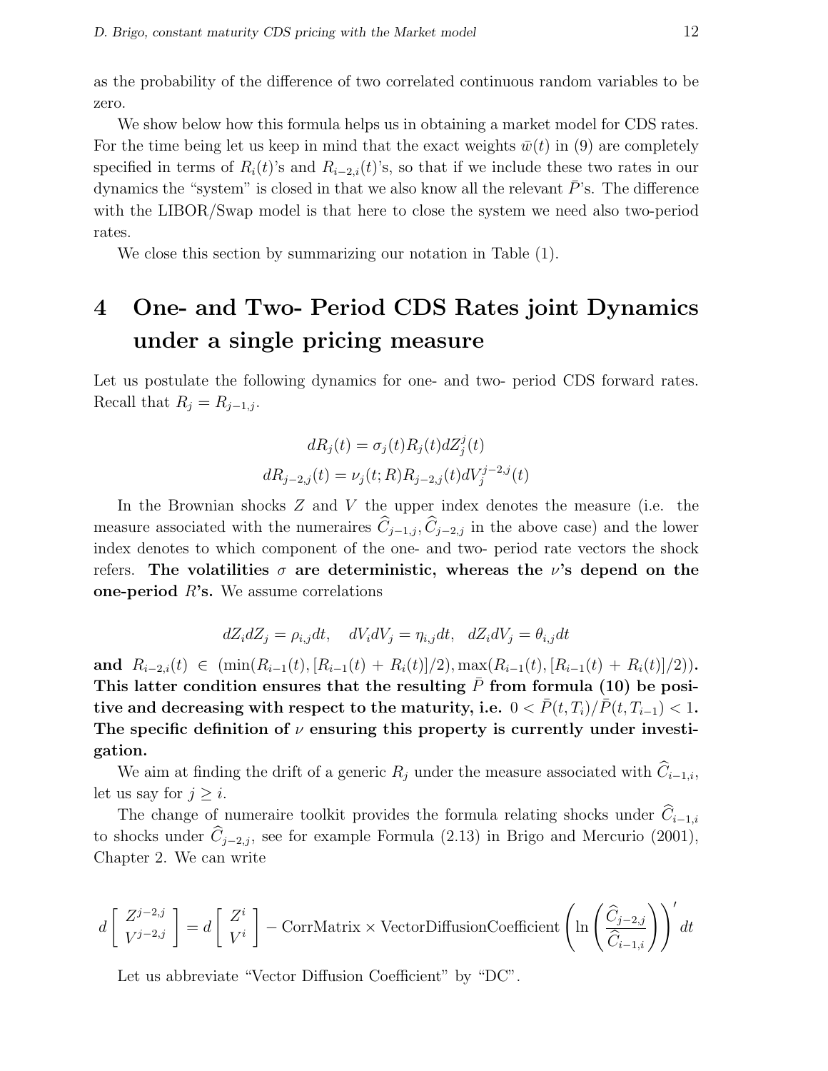as the probability of the difference of two correlated continuous random variables to be zero.

We show below how this formula helps us in obtaining a market model for CDS rates. For the time being let us keep in mind that the exact weights $\bar{w}(t)$ in (9) are completely specified in terms of $R_i(t)$'s and $R_{i-2,i}(t)$'s, so that if we include these two rates in our dynamics the "system" is closed in that we also know all the relevant $\bar{P}$'s. The difference with the LIBOR/Swap model is that here to close the system we need also two-period rates.

We close this section by summarizing our notation in Table (1).

# 4 One- and Two- Period CDS Rates joint Dynamics under a single pricing measure

Let us postulate the following dynamics for one- and two- period CDS forward rates. Recall that $R_j = R_{j-1,j}$.

$$dR_j(t) = \sigma_j(t) R_j(t) dZ_j^j(t)$$

$$dR_{j-2,j}(t) = \nu_j(t;R) R_{j-2,j}(t) dV_j^{j-2,j}(t)$$

In the Brownian shocks $Z$ and $V$ the upper index denotes the measure (i.e. the measure associated with the numeraires $\widehat{C}_{j-1,j}, \widehat{C}_{j-2,j}$ in the above case) and the lower index denotes to which component of the one- and two- period rate vectors the shock refers. **The volatilities $\sigma$ are deterministic, whereas the $\nu$'s depend on the one-period $R$'s.** We assume correlations

$$dZ_i dZ_j = \rho_{i,j} dt, \quad dV_i dV_j = \eta_{i,j} dt, \quad dZ_i dV_j = \theta_{i,j} dt$$

**and $R_{i-2,i}(t) \in (\min(R_{i-1}(t), [R_{i-1}(t) + R_i(t)]/2), \max(R_{i-1}(t), [R_{i-1}(t) + R_i(t)]/2))$. This latter condition ensures that the resulting $\bar{P}$ from formula (10) be positive and decreasing with respect to the maturity, i.e. $0 < \bar{P}(t,T_i)/\bar{P}(t,T_{i-1}) < 1$. The specific definition of $\nu$ ensuring this property is currently under investigation.**

We aim at finding the drift of a generic $R_j$ under the measure associated with $\widehat{C}_{i-1,i}$, let us say for $j \geq i$.

The change of numeraire toolkit provides the formula relating shocks under $\widehat{C}_{i-1,i}$ to shocks under $\widehat{C}_{j-2,j}$, see for example Formula (2.13) in Brigo and Mercurio (2001), Chapter 2. We can write

$$d \begin{bmatrix} Z^{j-2,j} \\ V^{j-2,j} \end{bmatrix} = d \begin{bmatrix} Z^{i} \\ V^{i} \end{bmatrix} - \text{CorrMatrix} \times \text{VectorDiffusionCoefficient} \left( \ln \left( \frac{\widehat{C}_{j-2,j}}{\widehat{C}_{i-1,i}} \right) \right)' dt$$

Let us abbreviate "Vector Diffusion Coefficient" by "DC".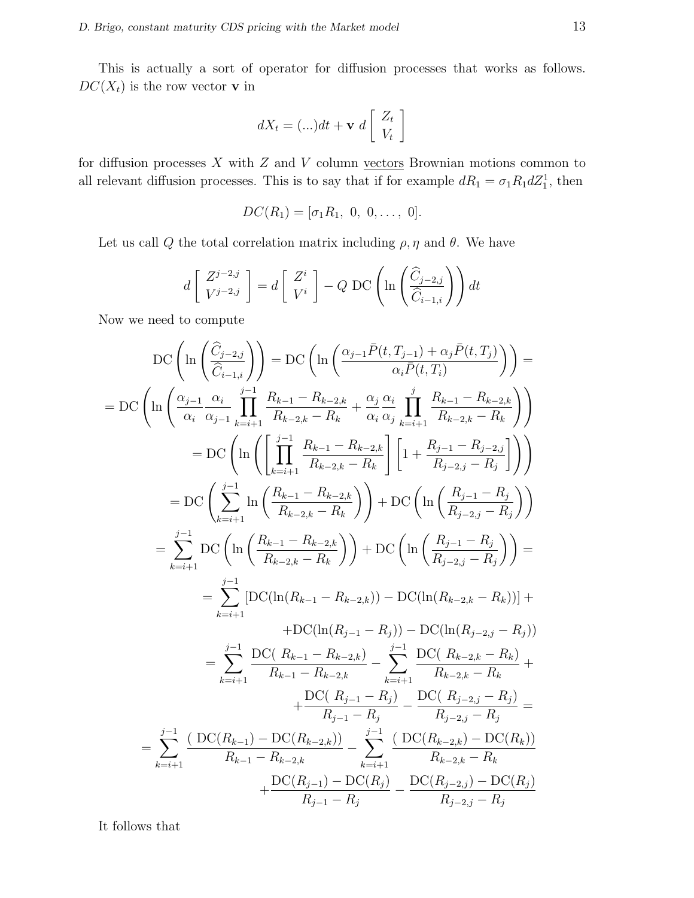This is actually a sort of operator for diffusion processes that works as follows. $DC(X_t)$ is the row vector $\mathbf{v}$ in

$$dX_t = (...)dt + \mathbf{v}\ d\left[\begin{array}{c} Z_t \\ V_t \end{array}\right]$$

for diffusion processes $X$ with $Z$ and $V$ column vectors Brownian motions common to all relevant diffusion processes. This is to say that if for example $dR_1 = \sigma_1 R_1 dZ_1^1$, then

$$DC(R_1) = [\sigma_1 R_1,\ 0,\ 0, \ldots,\ 0].$$

Let us call $Q$ the total correlation matrix including $\rho, \eta$ and $\theta$. We have

$$d\left[\begin{array}{c} Z^{j-2,j} \\ V^{j-2,j} \end{array}\right] = d\left[\begin{array}{c} Z^{i} \\ V^{i} \end{array}\right] - Q\ \mathrm{DC}\left(\ln\left(\frac{\widehat{C}_{j-2,j}}{\widehat{C}_{i-1,i}}\right)\right)dt$$

Now we need to compute

$$\mathrm{DC}\left(\ln\left(\frac{\widehat{C}_{j-2,j}}{\widehat{C}_{i-1,i}}\right)\right) = \mathrm{DC}\left(\ln\left(\frac{\alpha_{j-1}\bar{P}(t,T_{j-1}) + \alpha_j \bar{P}(t,T_j)}{\alpha_i \bar{P}(t,T_i)}\right)\right) =$$

$$= \mathrm{DC}\left(\ln\left(\frac{\alpha_{j-1}}{\alpha_i}\frac{\alpha_i}{\alpha_{j-1}}\prod_{k=i+1}^{j-1}\frac{R_{k-1}-R_{k-2,k}}{R_{k-2,k}-R_k} + \frac{\alpha_j}{\alpha_i}\frac{\alpha_i}{\alpha_j}\prod_{k=i+1}^{j}\frac{R_{k-1}-R_{k-2,k}}{R_{k-2,k}-R_k}\right)\right)$$

$$= \mathrm{DC}\left(\ln\left(\left[\prod_{k=i+1}^{j-1}\frac{R_{k-1}-R_{k-2,k}}{R_{k-2,k}-R_k}\right]\left[1 + \frac{R_{j-1}-R_{j-2,j}}{R_{j-2,j}-R_j}\right]\right)\right)$$

$$= \mathrm{DC}\left(\sum_{k=i+1}^{j-1}\ln\left(\frac{R_{k-1}-R_{k-2,k}}{R_{k-2,k}-R_k}\right)\right) + \mathrm{DC}\left(\ln\left(\frac{R_{j-1}-R_j}{R_{j-2,j}-R_j}\right)\right)$$

$$= \sum_{k=i+1}^{j-1}\mathrm{DC}\left(\ln\left(\frac{R_{k-1}-R_{k-2,k}}{R_{k-2,k}-R_k}\right)\right) + \mathrm{DC}\left(\ln\left(\frac{R_{j-1}-R_j}{R_{j-2,j}-R_j}\right)\right) =$$

$$= \sum_{k=i+1}^{j-1}\left[\mathrm{DC}(\ln(R_{k-1}-R_{k-2,k})) - \mathrm{DC}(\ln(R_{k-2,k}-R_k))\right] +$$

$$+\mathrm{DC}(\ln(R_{j-1}-R_j)) - \mathrm{DC}(\ln(R_{j-2,j}-R_j))$$

$$= \sum_{k=i+1}^{j-1}\frac{\mathrm{DC}(\ R_{k-1}-R_{k-2,k})}{R_{k-1}-R_{k-2,k}} - \sum_{k=i+1}^{j-1}\frac{\mathrm{DC}(\ R_{k-2,k}-R_k)}{R_{k-2,k}-R_k} +$$

$$+\frac{\mathrm{DC}(\ R_{j-1}-R_j)}{R_{j-1}-R_j} - \frac{\mathrm{DC}(\ R_{j-2,j}-R_j)}{R_{j-2,j}-R_j} =$$

$$= \sum_{k=i+1}^{j-1}\frac{(\ \mathrm{DC}(R_{k-1}) - \mathrm{DC}(R_{k-2,k}))}{R_{k-1}-R_{k-2,k}} - \sum_{k=i+1}^{j-1}\frac{(\ \mathrm{DC}(R_{k-2,k}) - \mathrm{DC}(R_k))}{R_{k-2,k}-R_k}$$

$$+\frac{\mathrm{DC}(R_{j-1}) - \mathrm{DC}(R_j)}{R_{j-1}-R_j} - \frac{\mathrm{DC}(R_{j-2,j}) - \mathrm{DC}(R_j)}{R_{j-2,j}-R_j}$$

It follows that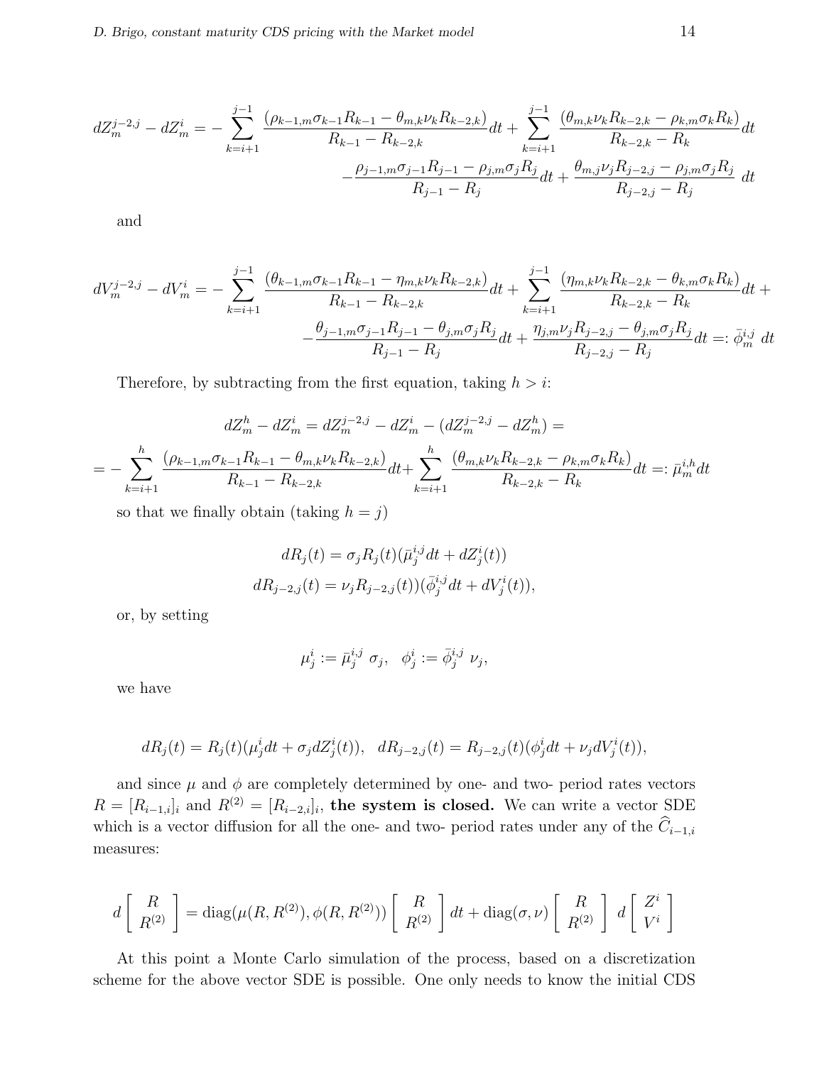$$dZ_m^{j-2,j} - dZ_m^i = -\sum_{k=i+1}^{j-1} \frac{(\rho_{k-1,m}\sigma_{k-1}R_{k-1} - \theta_{m,k}\nu_k R_{k-2,k})}{R_{k-1} - R_{k-2,k}} dt + \sum_{k=i+1}^{j-1} \frac{(\theta_{m,k}\nu_k R_{k-2,k} - \rho_{k,m}\sigma_k R_k)}{R_{k-2,k} - R_k} dt$$

$$-\frac{\rho_{j-1,m}\sigma_{j-1}R_{j-1} - \rho_{j,m}\sigma_j R_j}{R_{j-1} - R_j} dt + \frac{\theta_{m,j}\nu_j R_{j-2,j} - \rho_{j,m}\sigma_j R_j}{R_{j-2,j} - R_j}\ dt$$

and

$$dV_m^{j-2,j} - dV_m^i = -\sum_{k=i+1}^{j-1} \frac{(\theta_{k-1,m}\sigma_{k-1}R_{k-1} - \eta_{m,k}\nu_k R_{k-2,k})}{R_{k-1} - R_{k-2,k}} dt + \sum_{k=i+1}^{j-1} \frac{(\eta_{m,k}\nu_k R_{k-2,k} - \theta_{k,m}\sigma_k R_k)}{R_{k-2,k} - R_k} dt +$$

$$-\frac{\theta_{j-1,m}\sigma_{j-1}R_{j-1} - \theta_{j,m}\sigma_j R_j}{R_{j-1} - R_j} dt + \frac{\eta_{j,m}\nu_j R_{j-2,j} - \theta_{j,m}\sigma_j R_j}{R_{j-2,j} - R_j} dt =: \bar{\phi}_m^{i,j}\ dt$$

Therefore, by subtracting from the first equation, taking $h > i$:

$$dZ_m^h - dZ_m^i = dZ_m^{j-2,j} - dZ_m^i - (dZ_m^{j-2,j} - dZ_m^h) =$$

$$= -\sum_{k=i+1}^{h} \frac{(\rho_{k-1,m}\sigma_{k-1}R_{k-1} - \theta_{m,k}\nu_k R_{k-2,k})}{R_{k-1} - R_{k-2,k}} dt + \sum_{k=i+1}^{h} \frac{(\theta_{m,k}\nu_k R_{k-2,k} - \rho_{k,m}\sigma_k R_k)}{R_{k-2,k} - R_k} dt =: \bar{\mu}_m^{i,h} dt$$

so that we finally obtain (taking $h = j$)

$$dR_j(t) = \sigma_j R_j(t)(\bar{\mu}_j^{i,j} dt + dZ_j^i(t))$$

$$dR_{j-2,j}(t) = \nu_j R_{j-2,j}(t))(\bar{\phi}_j^{i,j} dt + dV_j^i(t)),$$

or, by setting

$$\mu_j^i := \bar{\mu}_j^{i,j}\ \sigma_j, \quad \phi_j^i := \bar{\phi}_j^{i,j}\ \nu_j,$$

we have

$$dR_j(t) = R_j(t)(\mu_j^i dt + \sigma_j dZ_j^i(t)), \quad dR_{j-2,j}(t) = R_{j-2,j}(t)(\phi_j^i dt + \nu_j dV_j^i(t)),$$

and since $\mu$ and $\phi$ are completely determined by one- and two- period rates vectors $R = [R_{i-1,i}]_i$ and $R^{(2)} = [R_{i-2,i}]_i$, **the system is closed.** We can write a vector SDE which is a vector diffusion for all the one- and two- period rates under any of the $\widehat{C}_{i-1,i}$ measures:

$$d\begin{bmatrix} R \\ R^{(2)} \end{bmatrix} = \text{diag}(\mu(R, R^{(2)}), \phi(R, R^{(2)})) \begin{bmatrix} R \\ R^{(2)} \end{bmatrix} dt + \text{diag}(\sigma, \nu) \begin{bmatrix} R \\ R^{(2)} \end{bmatrix}\ d\begin{bmatrix} Z^i \\ V^i \end{bmatrix}$$

At this point a Monte Carlo simulation of the process, based on a discretization scheme for the above vector SDE is possible. One only needs to know the initial CDS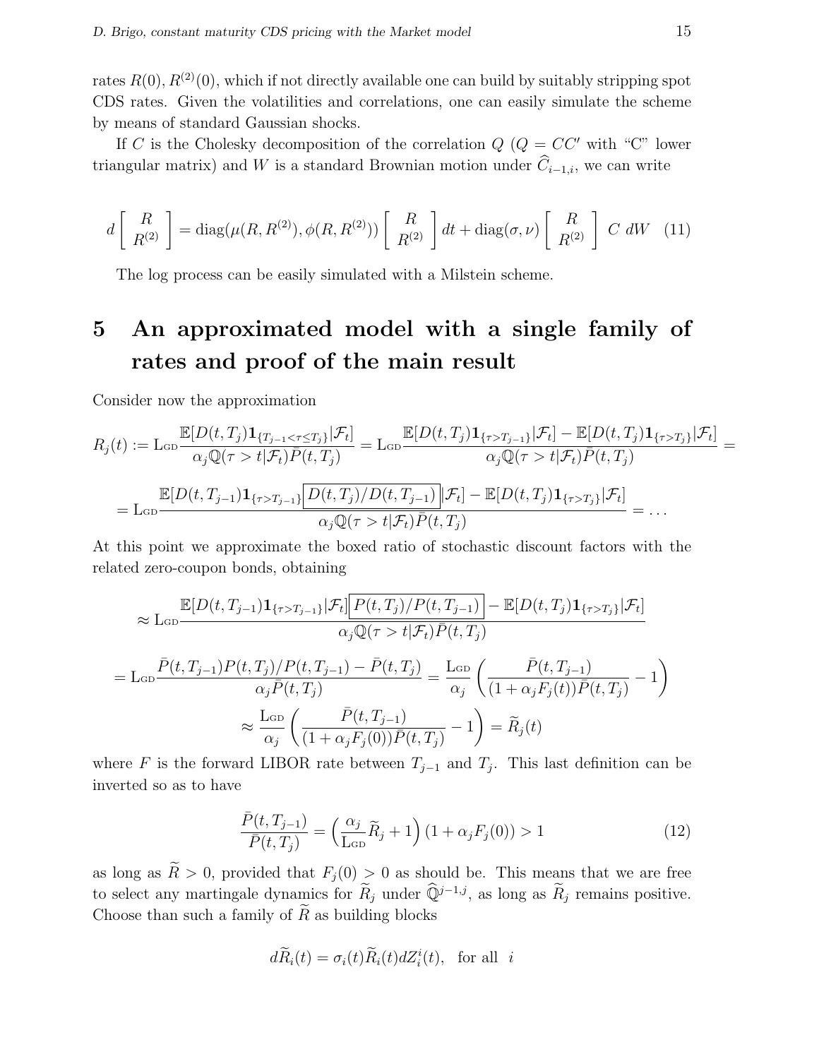rates $R(0), R^{(2)}(0)$, which if not directly available one can build by suitably stripping spot CDS rates. Given the volatilities and correlations, one can easily simulate the scheme by means of standard Gaussian shocks.

If $C$ is the Cholesky decomposition of the correlation $Q$ ($Q = CC'$ with "C" lower triangular matrix) and $W$ is a standard Brownian motion under $\widehat{C}_{i-1,i}$, we can write

$$d\begin{bmatrix} R \\ R^{(2)} \end{bmatrix} = \text{diag}(\mu(R, R^{(2)}), \phi(R, R^{(2)})) \begin{bmatrix} R \\ R^{(2)} \end{bmatrix} dt + \text{diag}(\sigma, \nu) \begin{bmatrix} R \\ R^{(2)} \end{bmatrix} C \; dW \quad (11)$$

The log process can be easily simulated with a Milstein scheme.

# 5 An approximated model with a single family of rates and proof of the main result

Consider now the approximation

$$R_j(t) := \text{L}_{\text{GD}} \frac{\mathbb{E}[D(t,T_j)\mathbf{1}_{\{T_{j-1}<\tau \le T_j\}}|\mathcal{F}_t]}{\alpha_j \mathbb{Q}(\tau > t|\mathcal{F}_t)\bar{P}(t,T_j)} = \text{L}_{\text{GD}} \frac{\mathbb{E}[D(t,T_j)\mathbf{1}_{\{\tau > T_{j-1}\}}|\mathcal{F}_t] - \mathbb{E}[D(t,T_j)\mathbf{1}_{\{\tau > T_j\}}|\mathcal{F}_t]}{\alpha_j \mathbb{Q}(\tau > t|\mathcal{F}_t)\bar{P}(t,T_j)} =$$

$$= \text{L}_{\text{GD}} \frac{\mathbb{E}[D(t,T_{j-1})\mathbf{1}_{\{\tau > T_{j-1}\}} \boxed{D(t,T_j)/D(t,T_{j-1})} |\mathcal{F}_t] - \mathbb{E}[D(t,T_j)\mathbf{1}_{\{\tau > T_j\}}|\mathcal{F}_t]}{\alpha_j \mathbb{Q}(\tau > t|\mathcal{F}_t)\bar{P}(t,T_j)} = \dots$$

At this point we approximate the boxed ratio of stochastic discount factors with the related zero-coupon bonds, obtaining

$$\approx \text{L}_{\text{GD}} \frac{\mathbb{E}[D(t,T_{j-1})\mathbf{1}_{\{\tau > T_{j-1}\}}|\mathcal{F}_t] \boxed{P(t,T_j)/P(t,T_{j-1})} - \mathbb{E}[D(t,T_j)\mathbf{1}_{\{\tau > T_j\}}|\mathcal{F}_t]}{\alpha_j \mathbb{Q}(\tau > t|\mathcal{F}_t)\bar{P}(t,T_j)}$$

$$= \text{L}_{\text{GD}} \frac{\bar{P}(t,T_{j-1})P(t,T_j)/P(t,T_{j-1}) - \bar{P}(t,T_j)}{\alpha_j \bar{P}(t,T_j)} = \frac{\text{L}_{\text{GD}}}{\alpha_j}\left(\frac{\bar{P}(t,T_{j-1})}{(1+\alpha_j F_j(t))\bar{P}(t,T_j)} - 1\right)$$

$$\approx \frac{\text{L}_{\text{GD}}}{\alpha_j}\left(\frac{\bar{P}(t,T_{j-1})}{(1+\alpha_j F_j(0))\bar{P}(t,T_j)} - 1\right) = \widetilde{R}_j(t)$$

where $F$ is the forward LIBOR rate between $T_{j-1}$ and $T_j$. This last definition can be inverted so as to have

$$\frac{\bar{P}(t,T_{j-1})}{\bar{P}(t,T_j)} = \left(\frac{\alpha_j}{\text{L}_{\text{GD}}}\widetilde{R}_j + 1\right)(1+\alpha_j F_j(0)) > 1 \quad (12)$$

as long as $\widetilde{R} > 0$, provided that $F_j(0) > 0$ as should be. This means that we are free to select any martingale dynamics for $\widetilde{R}_j$ under $\widehat{\mathbb{Q}}^{j-1,j}$, as long as $\widetilde{R}_j$ remains positive. Choose than such a family of $\widetilde{R}$ as building blocks

$$d\widetilde{R}_i(t) = \sigma_i(t)\widetilde{R}_i(t)dZ_i^i(t), \quad \text{for all} \quad i$$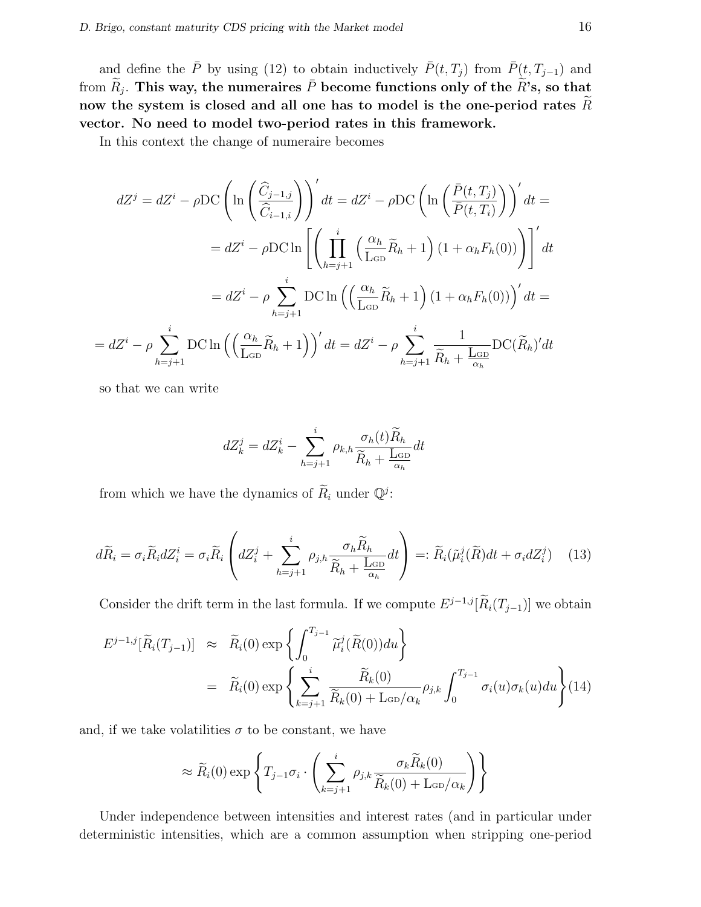and define the $\bar{P}$ by using (12) to obtain inductively $\bar{P}(t, T_j)$ from $\bar{P}(t, T_{j-1})$ and from $\widetilde{R}_j$. **This way, the numeraires $\bar{P}$ become functions only of the $\widetilde{R}$'s, so that now the system is closed and all one has to model is the one-period rates $\widetilde{R}$ vector. No need to model two-period rates in this framework.**

In this context the change of numeraire becomes

$$
dZ^j = dZ^i - \rho \mathrm{DC}\left(\ln\left(\frac{\widehat{C}_{j-1,j}}{\widehat{C}_{i-1,i}}\right)\right)' dt = dZ^i - \rho \mathrm{DC}\left(\ln\left(\frac{\bar{P}(t,T_j)}{\bar{P}(t,T_i)}\right)\right)' dt =
$$

$$
= dZ^i - \rho \mathrm{DC} \ln\left[\left(\prod_{h=j+1}^{i}\left(\frac{\alpha_h}{\mathrm{L_{GD}}}\widetilde{R}_h + 1\right)(1+\alpha_h F_h(0))\right)\right]' dt
$$

$$
= dZ^i - \rho \sum_{h=j+1}^{i} \mathrm{DC} \ln\left(\left(\frac{\alpha_h}{\mathrm{L_{GD}}}\widetilde{R}_h + 1\right)(1+\alpha_h F_h(0))\right)' dt =
$$

$$
= dZ^i - \rho \sum_{h=j+1}^{i} \mathrm{DC} \ln\left(\left(\frac{\alpha_h}{\mathrm{L_{GD}}}\widetilde{R}_h + 1\right)\right)' dt = dZ^i - \rho \sum_{h=j+1}^{i} \frac{1}{\widetilde{R}_h + \frac{\mathrm{L_{GD}}}{\alpha_h}} \mathrm{DC}(\widetilde{R}_h)' dt
$$

so that we can write

$$
dZ_k^j = dZ_k^i - \sum_{h=j+1}^{i} \rho_{k,h} \frac{\sigma_h(t)\widetilde{R}_h}{\widetilde{R}_h + \frac{\mathrm{L_{GD}}}{\alpha_h}} dt
$$

from which we have the dynamics of $\widetilde{R}_i$ under $\mathbb{Q}^j$:

$$
d\widetilde{R}_i = \sigma_i \widetilde{R}_i dZ_i^i = \sigma_i \widetilde{R}_i \left(dZ_i^j + \sum_{h=j+1}^{i} \rho_{j,h} \frac{\sigma_h \widetilde{R}_h}{\widetilde{R}_h + \frac{\mathrm{L_{GD}}}{\alpha_h}} dt\right) =: \widetilde{R}_i(\tilde{\mu}_i^j(\widetilde{R})dt + \sigma_i dZ_i^j) \quad (13)
$$

Consider the drift term in the last formula. If we compute $E^{j-1,j}[\widetilde{R}_i(T_{j-1})]$ we obtain

$$
\begin{aligned}
E^{j-1,j}[\widetilde{R}_i(T_{j-1})] &\approx \widetilde{R}_i(0)\exp\left\{\int_0^{T_{j-1}} \widetilde{\mu}_i^j(\widetilde{R}(0))du\right\} \\
&= \widetilde{R}_i(0)\exp\left\{\sum_{k=j+1}^{i} \frac{\widetilde{R}_k(0)}{\widetilde{R}_k(0) + \mathrm{L_{GD}}/\alpha_k} \rho_{j,k} \int_0^{T_{j-1}} \sigma_i(u)\sigma_k(u)du\right\} \quad (14)
\end{aligned}
$$

and, if we take volatilities $\sigma$ to be constant, we have

$$
\approx \widetilde{R}_i(0)\exp\left\{T_{j-1}\sigma_i \cdot \left(\sum_{k=j+1}^{i} \rho_{j,k} \frac{\sigma_k \widetilde{R}_k(0)}{\widetilde{R}_k(0) + \mathrm{L_{GD}}/\alpha_k}\right)\right\}
$$

Under independence between intensities and interest rates (and in particular under deterministic intensities, which are a common assumption when stripping one-period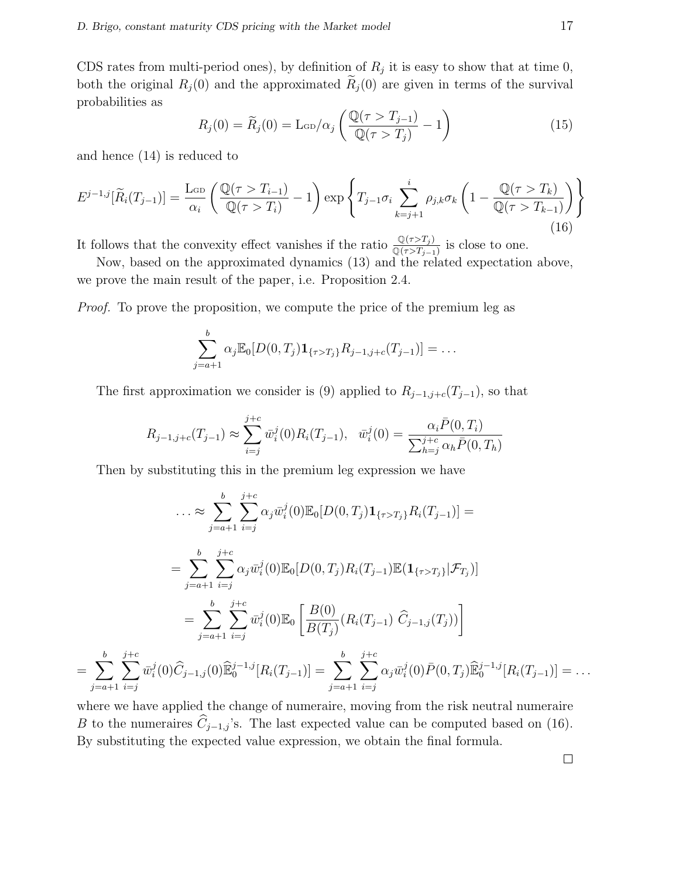CDS rates from multi-period ones), by definition of $R_j$ it is easy to show that at time 0, both the original $R_j(0)$ and the approximated $\widetilde{R}_j(0)$ are given in terms of the survival probabilities as

$$R_j(0) = \widetilde{R}_j(0) = \mathrm{L}_{\mathrm{GD}}/\alpha_j \left( \frac{\mathbb{Q}(\tau > T_{j-1})}{\mathbb{Q}(\tau > T_j)} - 1 \right) \tag{15}$$

and hence (14) is reduced to

$$E^{j-1,j}[\widetilde{R}_i(T_{j-1})] = \frac{\mathrm{L}_{\mathrm{GD}}}{\alpha_i} \left( \frac{\mathbb{Q}(\tau > T_{i-1})}{\mathbb{Q}(\tau > T_i)} - 1 \right) \exp\left\{ T_{j-1}\sigma_i \sum_{k=j+1}^{i} \rho_{j,k}\sigma_k \left( 1 - \frac{\mathbb{Q}(\tau > T_k)}{\mathbb{Q}(\tau > T_{k-1})} \right) \right\} \tag{16}$$

It follows that the convexity effect vanishes if the ratio $\frac{\mathbb{Q}(\tau > T_j)}{\mathbb{Q}(\tau > T_{j-1})}$ is close to one.

Now, based on the approximated dynamics (13) and the related expectation above, we prove the main result of the paper, i.e. Proposition 2.4.

*Proof.* To prove the proposition, we compute the price of the premium leg as

$$\sum_{j=a+1}^{b} \alpha_j \mathbb{E}_0[D(0,T_j)\mathbf{1}_{\{\tau > T_j\}} R_{j-1,j+c}(T_{j-1})] = \dots$$

The first approximation we consider is (9) applied to $R_{j-1,j+c}(T_{j-1})$, so that

$$R_{j-1,j+c}(T_{j-1}) \approx \sum_{i=j}^{j+c} \bar{w}_i^j(0) R_i(T_{j-1}), \quad \bar{w}_i^j(0) = \frac{\alpha_i \bar{P}(0,T_i)}{\sum_{h=j}^{j+c} \alpha_h \bar{P}(0,T_h)}$$

Then by substituting this in the premium leg expression we have

$$\dots \approx \sum_{j=a+1}^{b} \sum_{i=j}^{j+c} \alpha_j \bar{w}_i^j(0) \mathbb{E}_0[D(0,T_j)\mathbf{1}_{\{\tau > T_j\}} R_i(T_{j-1})] =$$

$$= \sum_{j=a+1}^{b} \sum_{i=j}^{j+c} \alpha_j \bar{w}_i^j(0) \mathbb{E}_0[D(0,T_j) R_i(T_{j-1}) \mathbb{E}(\mathbf{1}_{\{\tau > T_j\}} | \mathcal{F}_{T_j})]$$

$$= \sum_{j=a+1}^{b} \sum_{i=j}^{j+c} \bar{w}_i^j(0) \mathbb{E}_0\left[ \frac{B(0)}{B(T_j)} (R_i(T_{j-1})\ \widehat{C}_{j-1,j}(T_j)) \right]$$

$$= \sum_{j=a+1}^{b} \sum_{i=j}^{j+c} \bar{w}_i^j(0) \widehat{C}_{j-1,j}(0) \widehat{\mathbb{E}}_0^{j-1,j}[R_i(T_{j-1})] = \sum_{j=a+1}^{b} \sum_{i=j}^{j+c} \alpha_j \bar{w}_i^j(0) \bar{P}(0,T_j) \widehat{\mathbb{E}}_0^{j-1,j}[R_i(T_{j-1})] = \dots$$

where we have applied the change of numeraire, moving from the risk neutral numeraire $B$ to the numeraires $\widehat{C}_{j-1,j}$'s. The last expected value can be computed based on (16). By substituting the expected value expression, we obtain the final formula.

□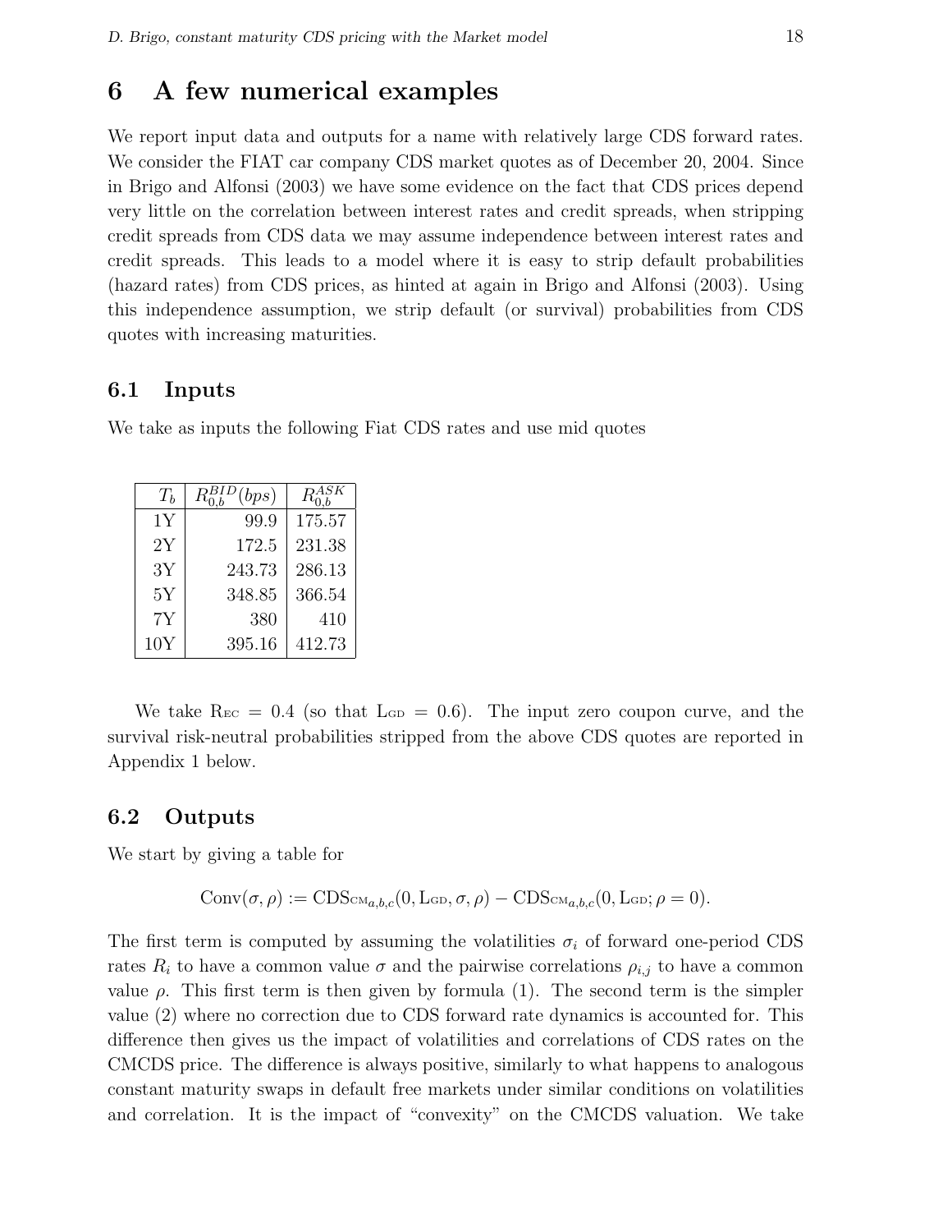# 6 A few numerical examples

We report input data and outputs for a name with relatively large CDS forward rates. We consider the FIAT car company CDS market quotes as of December 20, 2004. Since in Brigo and Alfonsi (2003) we have some evidence on the fact that CDS prices depend very little on the correlation between interest rates and credit spreads, when stripping credit spreads from CDS data we may assume independence between interest rates and credit spreads. This leads to a model where it is easy to strip default probabilities (hazard rates) from CDS prices, as hinted at again in Brigo and Alfonsi (2003). Using this independence assumption, we strip default (or survival) probabilities from CDS quotes with increasing maturities.

## 6.1 Inputs

We take as inputs the following Fiat CDS rates and use mid quotes

| $T_b$ | $R_{0,b}^{BID}(bps)$ | $R_{0,b}^{ASK}$ |
|---|---|---|
| 1Y | 99.9 | 175.57 |
| 2Y | 172.5 | 231.38 |
| 3Y | 243.73 | 286.13 |
| 5Y | 348.85 | 366.54 |
| 7Y | 380 | 410 |
| 10Y | 395.16 | 412.73 |

We take $\mathrm{R_{EC}} = 0.4$ (so that $\mathrm{L_{GD}} = 0.6$). The input zero coupon curve, and the survival risk-neutral probabilities stripped from the above CDS quotes are reported in Appendix 1 below.

## 6.2 Outputs

We start by giving a table for

$$\mathrm{Conv}(\sigma, \rho) := \mathrm{CDS}_{\mathrm{CM}_{a,b,c}}(0, \mathrm{L_{GD}}, \sigma, \rho) - \mathrm{CDS}_{\mathrm{CM}_{a,b,c}}(0, \mathrm{L_{GD}}; \rho = 0).$$

The first term is computed by assuming the volatilities $\sigma_i$ of forward one-period CDS rates $R_i$ to have a common value $\sigma$ and the pairwise correlations $\rho_{i,j}$ to have a common value $\rho$. This first term is then given by formula (1). The second term is the simpler value (2) where no correction due to CDS forward rate dynamics is accounted for. This difference then gives us the impact of volatilities and correlations of CDS rates on the CMCDS price. The difference is always positive, similarly to what happens to analogous constant maturity swaps in default free markets under similar conditions on volatilities and correlation. It is the impact of "convexity" on the CMCDS valuation. We take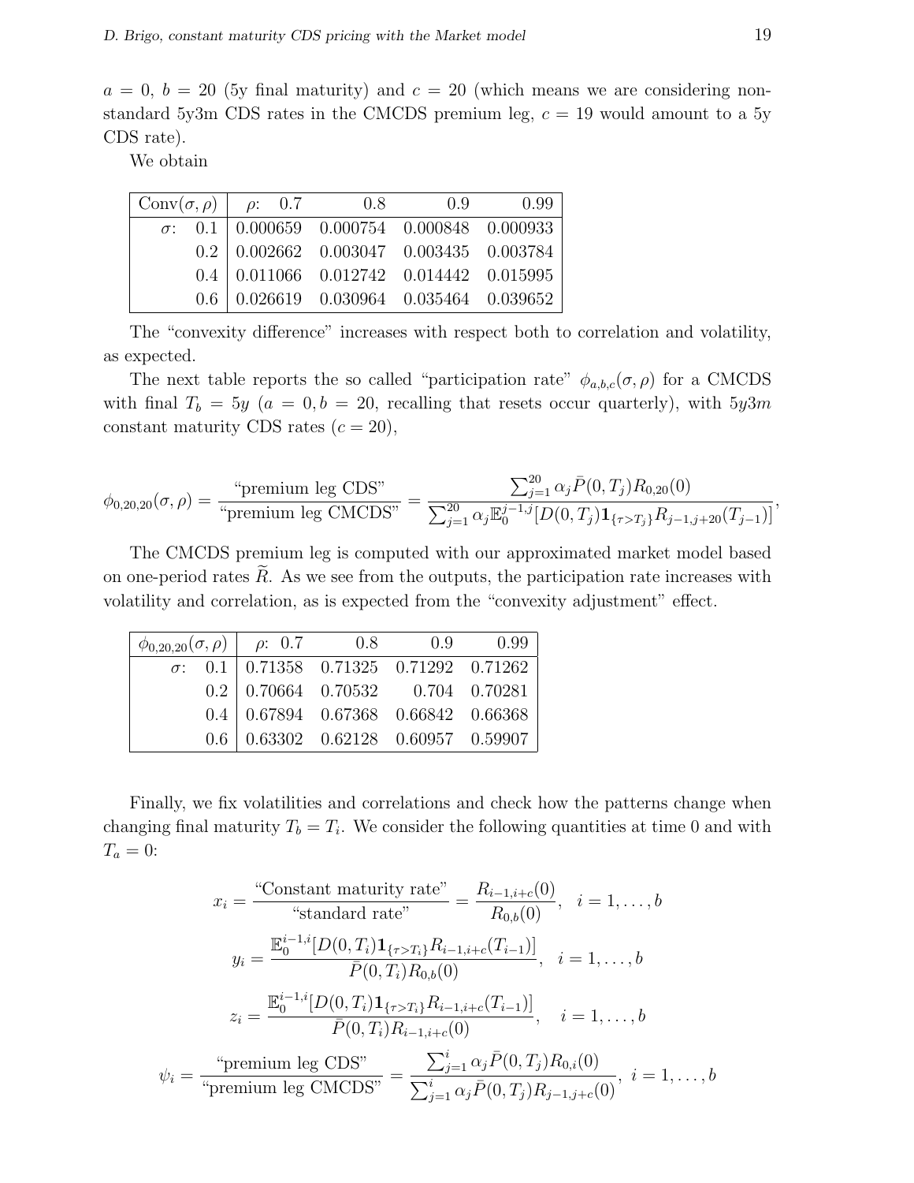$a = 0$, $b = 20$ (5y final maturity) and $c = 20$ (which means we are considering non-standard 5y3m CDS rates in the CMCDS premium leg, $c = 19$ would amount to a 5y CDS rate).

We obtain

| Conv$(\sigma, \rho)$ | $\rho$: 0.7 | 0.8 | 0.9 | 0.99 |
|---|---|---|---|---|
| $\sigma$: 0.1 | 0.000659 | 0.000754 | 0.000848 | 0.000933 |
| 0.2 | 0.002662 | 0.003047 | 0.003435 | 0.003784 |
| 0.4 | 0.011066 | 0.012742 | 0.014442 | 0.015995 |
| 0.6 | 0.026619 | 0.030964 | 0.035464 | 0.039652 |

The "convexity difference" increases with respect both to correlation and volatility, as expected.

The next table reports the so called "participation rate" $\phi_{a,b,c}(\sigma, \rho)$ for a CMCDS with final $T_b = 5y$ ($a = 0, b = 20$, recalling that resets occur quarterly), with $5y3m$ constant maturity CDS rates ($c = 20$),

$$\phi_{0,20,20}(\sigma, \rho) = \frac{\text{“premium leg CDS”}}{\text{“premium leg CMCDS”}} = \frac{\sum_{j=1}^{20} \alpha_j \bar{P}(0, T_j) R_{0,20}(0)}{\sum_{j=1}^{20} \alpha_j \mathbb{E}_0^{j-1,j}[D(0, T_j) \mathbf{1}_{\{\tau > T_j\}} R_{j-1,j+20}(T_{j-1})]},$$

The CMCDS premium leg is computed with our approximated market model based on one-period rates $\widetilde{R}$. As we see from the outputs, the participation rate increases with volatility and correlation, as is expected from the "convexity adjustment" effect.

| $\phi_{0,20,20}(\sigma, \rho)$ | $\rho$: 0.7 | 0.8 | 0.9 | 0.99 |
|---|---|---|---|---|
| $\sigma$: 0.1 | 0.71358 | 0.71325 | 0.71292 | 0.71262 |
| 0.2 | 0.70664 | 0.70532 | 0.704 | 0.70281 |
| 0.4 | 0.67894 | 0.67368 | 0.66842 | 0.66368 |
| 0.6 | 0.63302 | 0.62128 | 0.60957 | 0.59907 |

Finally, we fix volatilities and correlations and check how the patterns change when changing final maturity $T_b = T_i$. We consider the following quantities at time 0 and with $T_a = 0$:

$$x_i = \frac{\text{“Constant maturity rate”}}{\text{“standard rate”}} = \frac{R_{i-1,i+c}(0)}{R_{0,b}(0)}, \quad i = 1, \ldots, b$$

$$y_i = \frac{\mathbb{E}_0^{i-1,i}[D(0, T_i) \mathbf{1}_{\{\tau > T_i\}} R_{i-1,i+c}(T_{i-1})]}{\bar{P}(0, T_i) R_{0,b}(0)}, \quad i = 1, \ldots, b$$

$$z_i = \frac{\mathbb{E}_0^{i-1,i}[D(0, T_i) \mathbf{1}_{\{\tau > T_i\}} R_{i-1,i+c}(T_{i-1})]}{\bar{P}(0, T_i) R_{i-1,i+c}(0)}, \quad i = 1, \ldots, b$$

$$\psi_i = \frac{\text{“premium leg CDS”}}{\text{“premium leg CMCDS”}} = \frac{\sum_{j=1}^{i} \alpha_j \bar{P}(0, T_j) R_{0,i}(0)}{\sum_{j=1}^{i} \alpha_j \bar{P}(0, T_j) R_{j-1,j+c}(0)}, \; i = 1, \ldots, b$$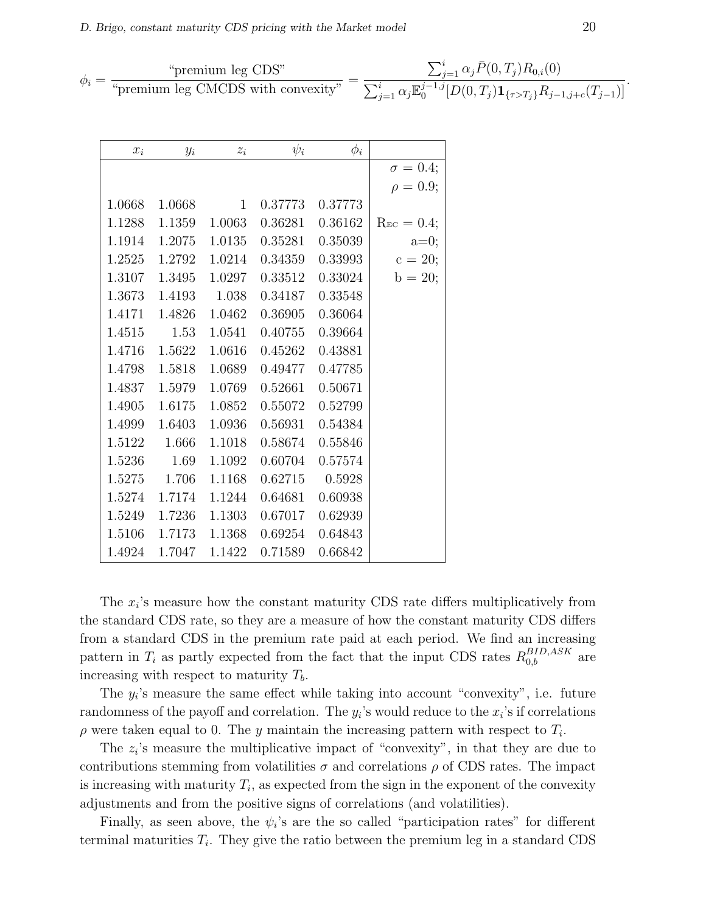$$\phi_i = \frac{\text{"premium leg CDS"}}{\text{"premium leg CMCDS with convexity"}} = \frac{\sum_{j=1}^{i} \alpha_j \bar{P}(0,T_j) R_{0,i}(0)}{\sum_{j=1}^{i} \alpha_j \mathbb{E}_0^{j-1,j}[D(0,T_j)\mathbf{1}_{\{\tau > T_j\}} R_{j-1,j+c}(T_{j-1})]}.$$

| $x_i$ | $y_i$ | $z_i$ | $\psi_i$ | $\phi_i$ | |
|---|---|---|---|---|---|
| | | | | | $\sigma = 0.4$; |
| | | | | | $\rho = 0.9$; |
| 1.0668 | 1.0668 | 1 | 0.37773 | 0.37773 | |
| 1.1288 | 1.1359 | 1.0063 | 0.36281 | 0.36162 | $\mathrm{R_{EC}} = 0.4$; |
| 1.1914 | 1.2075 | 1.0135 | 0.35281 | 0.35039 | a=0; |
| 1.2525 | 1.2792 | 1.0214 | 0.34359 | 0.33993 | c = 20; |
| 1.3107 | 1.3495 | 1.0297 | 0.33512 | 0.33024 | b = 20; |
| 1.3673 | 1.4193 | 1.038 | 0.34187 | 0.33548 | |
| 1.4171 | 1.4826 | 1.0462 | 0.36905 | 0.36064 | |
| 1.4515 | 1.53 | 1.0541 | 0.40755 | 0.39664 | |
| 1.4716 | 1.5622 | 1.0616 | 0.45262 | 0.43881 | |
| 1.4798 | 1.5818 | 1.0689 | 0.49477 | 0.47785 | |
| 1.4837 | 1.5979 | 1.0769 | 0.52661 | 0.50671 | |
| 1.4905 | 1.6175 | 1.0852 | 0.55072 | 0.52799 | |
| 1.4999 | 1.6403 | 1.0936 | 0.56931 | 0.54384 | |
| 1.5122 | 1.666 | 1.1018 | 0.58674 | 0.55846 | |
| 1.5236 | 1.69 | 1.1092 | 0.60704 | 0.57574 | |
| 1.5275 | 1.706 | 1.1168 | 0.62715 | 0.5928 | |
| 1.5274 | 1.7174 | 1.1244 | 0.64681 | 0.60938 | |
| 1.5249 | 1.7236 | 1.1303 | 0.67017 | 0.62939 | |
| 1.5106 | 1.7173 | 1.1368 | 0.69254 | 0.64843 | |
| 1.4924 | 1.7047 | 1.1422 | 0.71589 | 0.66842 | |

The $x_i$'s measure how the constant maturity CDS rate differs multiplicatively from the standard CDS rate, so they are a measure of how the constant maturity CDS differs from a standard CDS in the premium rate paid at each period. We find an increasing pattern in $T_i$ as partly expected from the fact that the input CDS rates $R_{0,b}^{BID,ASK}$ are increasing with respect to maturity $T_b$.

The $y_i$'s measure the same effect while taking into account "convexity", i.e. future randomness of the payoff and correlation. The $y_i$'s would reduce to the $x_i$'s if correlations $\rho$ were taken equal to 0. The $y$ maintain the increasing pattern with respect to $T_i$.

The $z_i$'s measure the multiplicative impact of "convexity", in that they are due to contributions stemming from volatilities $\sigma$ and correlations $\rho$ of CDS rates. The impact is increasing with maturity $T_i$, as expected from the sign in the exponent of the convexity adjustments and from the positive signs of correlations (and volatilities).

Finally, as seen above, the $\psi_i$'s are the so called "participation rates" for different terminal maturities $T_i$. They give the ratio between the premium leg in a standard CDS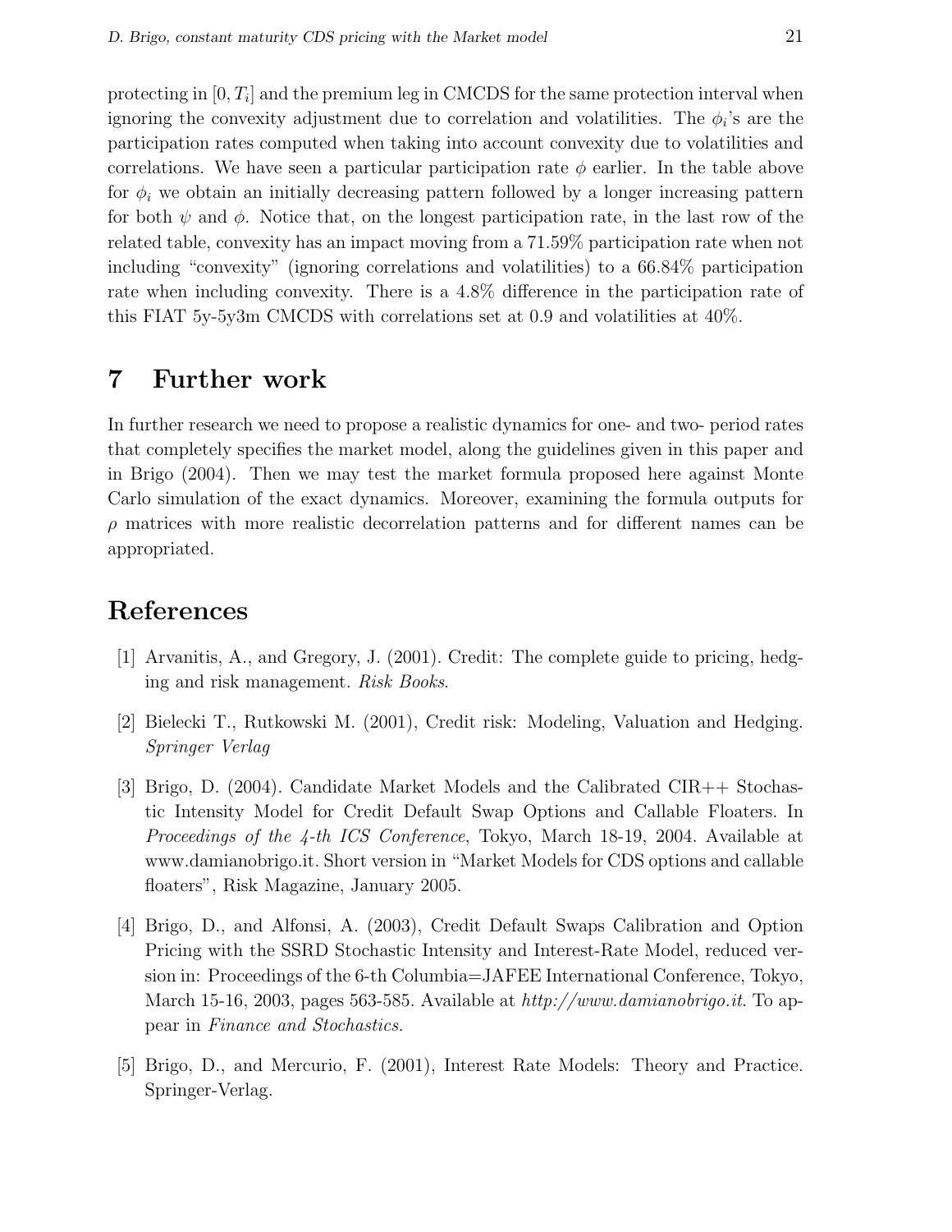protecting in $[0, T_i]$ and the premium leg in CMCDS for the same protection interval when ignoring the convexity adjustment due to correlation and volatilities. The $\phi_i$'s are the participation rates computed when taking into account convexity due to volatilities and correlations. We have seen a particular participation rate $\phi$ earlier. In the table above for $\phi_i$ we obtain an initially decreasing pattern followed by a longer increasing pattern for both $\psi$ and $\phi$. Notice that, on the longest participation rate, in the last row of the related table, convexity has an impact moving from a 71.59% participation rate when not including "convexity" (ignoring correlations and volatilities) to a 66.84% participation rate when including convexity. There is a 4.8% difference in the participation rate of this FIAT 5y-5y3m CMCDS with correlations set at 0.9 and volatilities at 40%.

# 7 Further work

In further research we need to propose a realistic dynamics for one- and two- period rates that completely specifies the market model, along the guidelines given in this paper and in Brigo (2004). Then we may test the market formula proposed here against Monte Carlo simulation of the exact dynamics. Moreover, examining the formula outputs for $\rho$ matrices with more realistic decorrelation patterns and for different names can be appropriated.

# References

[1] Arvanitis, A., and Gregory, J. (2001). Credit: The complete guide to pricing, hedging and risk management. *Risk Books*.

[2] Bielecki T., Rutkowski M. (2001), Credit risk: Modeling, Valuation and Hedging. *Springer Verlag*

[3] Brigo, D. (2004). Candidate Market Models and the Calibrated CIR++ Stochastic Intensity Model for Credit Default Swap Options and Callable Floaters. In *Proceedings of the 4-th ICS Conference*, Tokyo, March 18-19, 2004. Available at www.damianobrigo.it. Short version in "Market Models for CDS options and callable floaters", Risk Magazine, January 2005.

[4] Brigo, D., and Alfonsi, A. (2003), Credit Default Swaps Calibration and Option Pricing with the SSRD Stochastic Intensity and Interest-Rate Model, reduced version in: Proceedings of the 6-th Columbia=JAFEE International Conference, Tokyo, March 15-16, 2003, pages 563-585. Available at *http://www.damianobrigo.it*. To appear in *Finance and Stochastics.*

[5] Brigo, D., and Mercurio, F. (2001), Interest Rate Models: Theory and Practice. Springer-Verlag.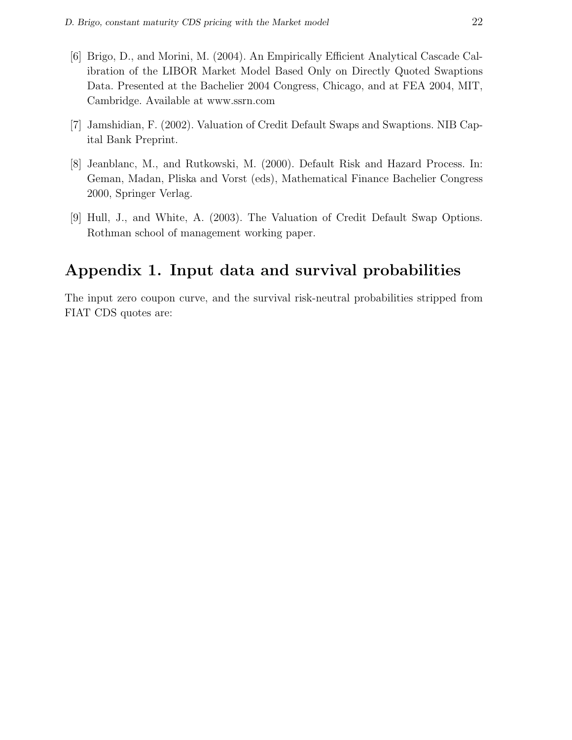[6] Brigo, D., and Morini, M. (2004). An Empirically Efficient Analytical Cascade Calibration of the LIBOR Market Model Based Only on Directly Quoted Swaptions Data. Presented at the Bachelier 2004 Congress, Chicago, and at FEA 2004, MIT, Cambridge. Available at www.ssrn.com

[7] Jamshidian, F. (2002). Valuation of Credit Default Swaps and Swaptions. NIB Capital Bank Preprint.

[8] Jeanblanc, M., and Rutkowski, M. (2000). Default Risk and Hazard Process. In: Geman, Madan, Pliska and Vorst (eds), Mathematical Finance Bachelier Congress 2000, Springer Verlag.

[9] Hull, J., and White, A. (2003). The Valuation of Credit Default Swap Options. Rothman school of management working paper.

# Appendix 1. Input data and survival probabilities

The input zero coupon curve, and the survival risk-neutral probabilities stripped from FIAT CDS quotes are: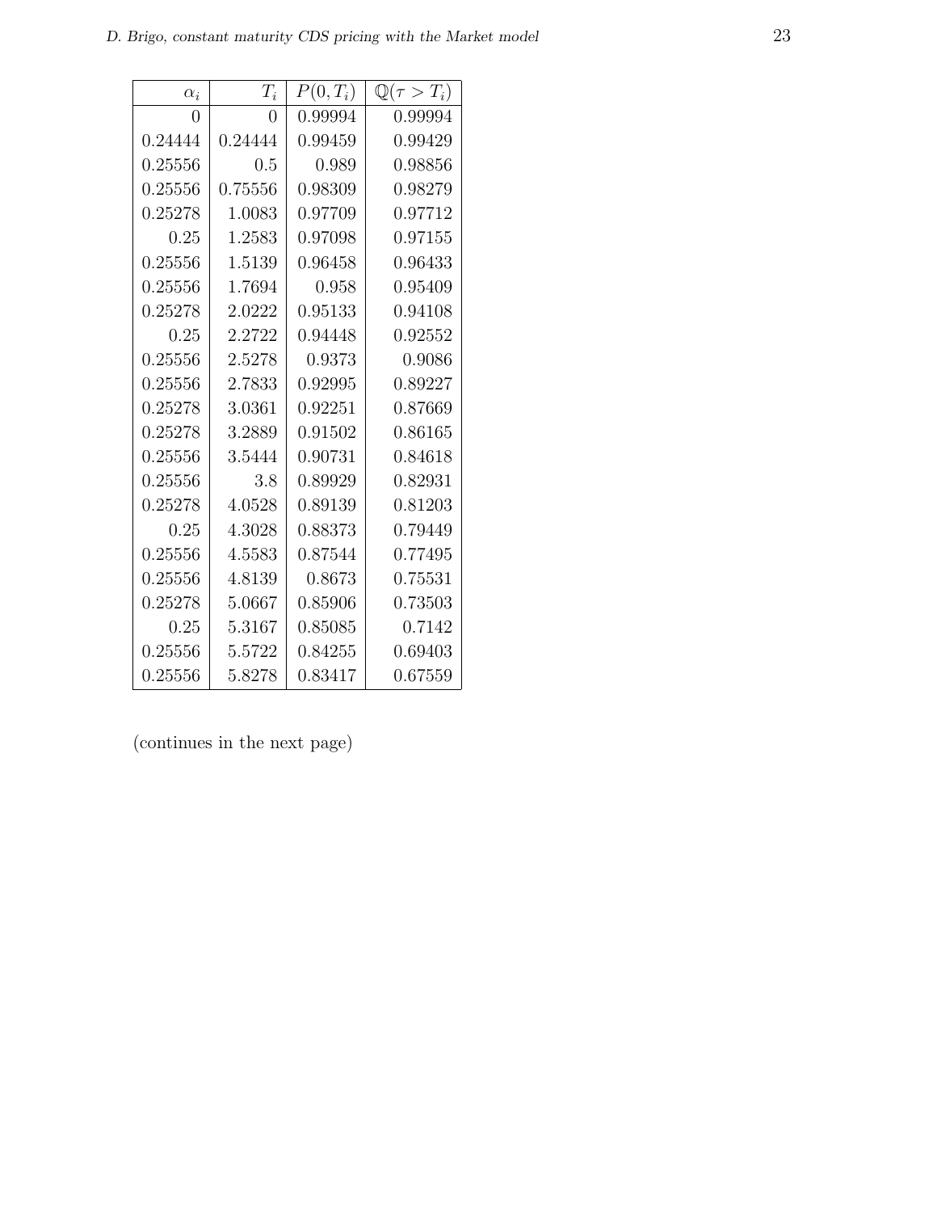| $\alpha_i$ | $T_i$ | $P(0, T_i)$ | $\mathbb{Q}(\tau > T_i)$ |
| --- | --- | --- | --- |
| 0 | 0 | 0.99994 | 0.99994 |
| 0.24444 | 0.24444 | 0.99459 | 0.99429 |
| 0.25556 | 0.5 | 0.989 | 0.98856 |
| 0.25556 | 0.75556 | 0.98309 | 0.98279 |
| 0.25278 | 1.0083 | 0.97709 | 0.97712 |
| 0.25 | 1.2583 | 0.97098 | 0.97155 |
| 0.25556 | 1.5139 | 0.96458 | 0.96433 |
| 0.25556 | 1.7694 | 0.958 | 0.95409 |
| 0.25278 | 2.0222 | 0.95133 | 0.94108 |
| 0.25 | 2.2722 | 0.94448 | 0.92552 |
| 0.25556 | 2.5278 | 0.9373 | 0.9086 |
| 0.25556 | 2.7833 | 0.92995 | 0.89227 |
| 0.25278 | 3.0361 | 0.92251 | 0.87669 |
| 0.25278 | 3.2889 | 0.91502 | 0.86165 |
| 0.25556 | 3.5444 | 0.90731 | 0.84618 |
| 0.25556 | 3.8 | 0.89929 | 0.82931 |
| 0.25278 | 4.0528 | 0.89139 | 0.81203 |
| 0.25 | 4.3028 | 0.88373 | 0.79449 |
| 0.25556 | 4.5583 | 0.87544 | 0.77495 |
| 0.25556 | 4.8139 | 0.8673 | 0.75531 |
| 0.25278 | 5.0667 | 0.85906 | 0.73503 |
| 0.25 | 5.3167 | 0.85085 | 0.7142 |
| 0.25556 | 5.5722 | 0.84255 | 0.69403 |
| 0.25556 | 5.8278 | 0.83417 | 0.67559 |

(continues in the next page)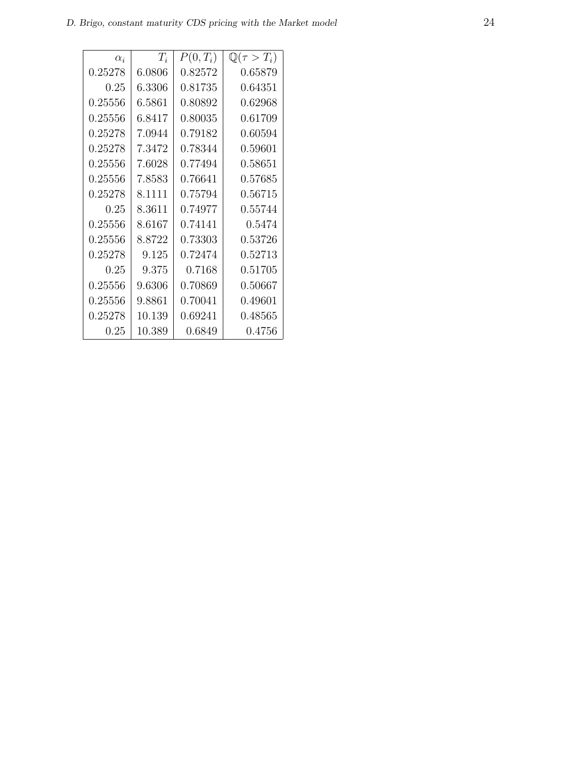| $\alpha_i$ | $T_i$ | $P(0,T_i)$ | $\mathbb{Q}(\tau > T_i)$ |
|---|---|---|---|
| 0.25278 | 6.0806 | 0.82572 | 0.65879 |
| 0.25 | 6.3306 | 0.81735 | 0.64351 |
| 0.25556 | 6.5861 | 0.80892 | 0.62968 |
| 0.25556 | 6.8417 | 0.80035 | 0.61709 |
| 0.25278 | 7.0944 | 0.79182 | 0.60594 |
| 0.25278 | 7.3472 | 0.78344 | 0.59601 |
| 0.25556 | 7.6028 | 0.77494 | 0.58651 |
| 0.25556 | 7.8583 | 0.76641 | 0.57685 |
| 0.25278 | 8.1111 | 0.75794 | 0.56715 |
| 0.25 | 8.3611 | 0.74977 | 0.55744 |
| 0.25556 | 8.6167 | 0.74141 | 0.5474 |
| 0.25556 | 8.8722 | 0.73303 | 0.53726 |
| 0.25278 | 9.125 | 0.72474 | 0.52713 |
| 0.25 | 9.375 | 0.7168 | 0.51705 |
| 0.25556 | 9.6306 | 0.70869 | 0.50667 |
| 0.25556 | 9.8861 | 0.70041 | 0.49601 |
| 0.25278 | 10.139 | 0.69241 | 0.48565 |
| 0.25 | 10.389 | 0.6849 | 0.4756 |